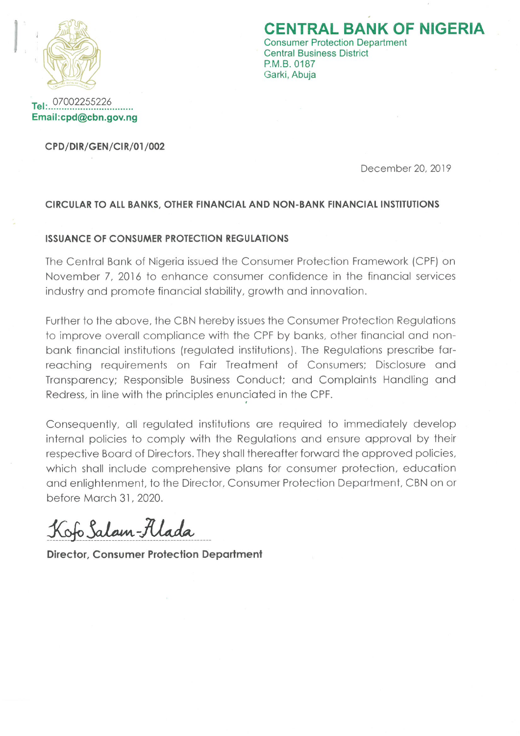# CENTRAL BANK OF NIGERIA

Consumer Protection Department
Central Business District
P.M.B. 0187
Garki, Abuja

Tel: 07002255226
Email:cpd@cbn.gov.ng

**CPD/DIR/GEN/CIR/01/002**

December 20, 2019

**CIRCULAR TO ALL BANKS, OTHER FINANCIAL AND NON-BANK FINANCIAL INSTITUTIONS**

**ISSUANCE OF CONSUMER PROTECTION REGULATIONS**

The Central Bank of Nigeria issued the Consumer Protection Framework (CPF) on November 7, 2016 to enhance consumer confidence in the financial services industry and promote financial stability, growth and innovation.

Further to the above, the CBN hereby issues the Consumer Protection Regulations to improve overall compliance with the CPF by banks, other financial and non-bank financial institutions (regulated institutions). The Regulations prescribe far-reaching requirements on Fair Treatment of Consumers; Disclosure and Transparency; Responsible Business Conduct; and Complaints Handling and Redress, in line with the principles enunciated in the CPF.

Consequently, all regulated institutions are required to immediately develop internal policies to comply with the Regulations and ensure approval by their respective Board of Directors. They shall thereafter forward the approved policies, which shall include comprehensive plans for consumer protection, education and enlightenment, to the Director, Consumer Protection Department, CBN on or before March 31, 2020.

Kofo Salam-Alada

**Director, Consumer Protection Department**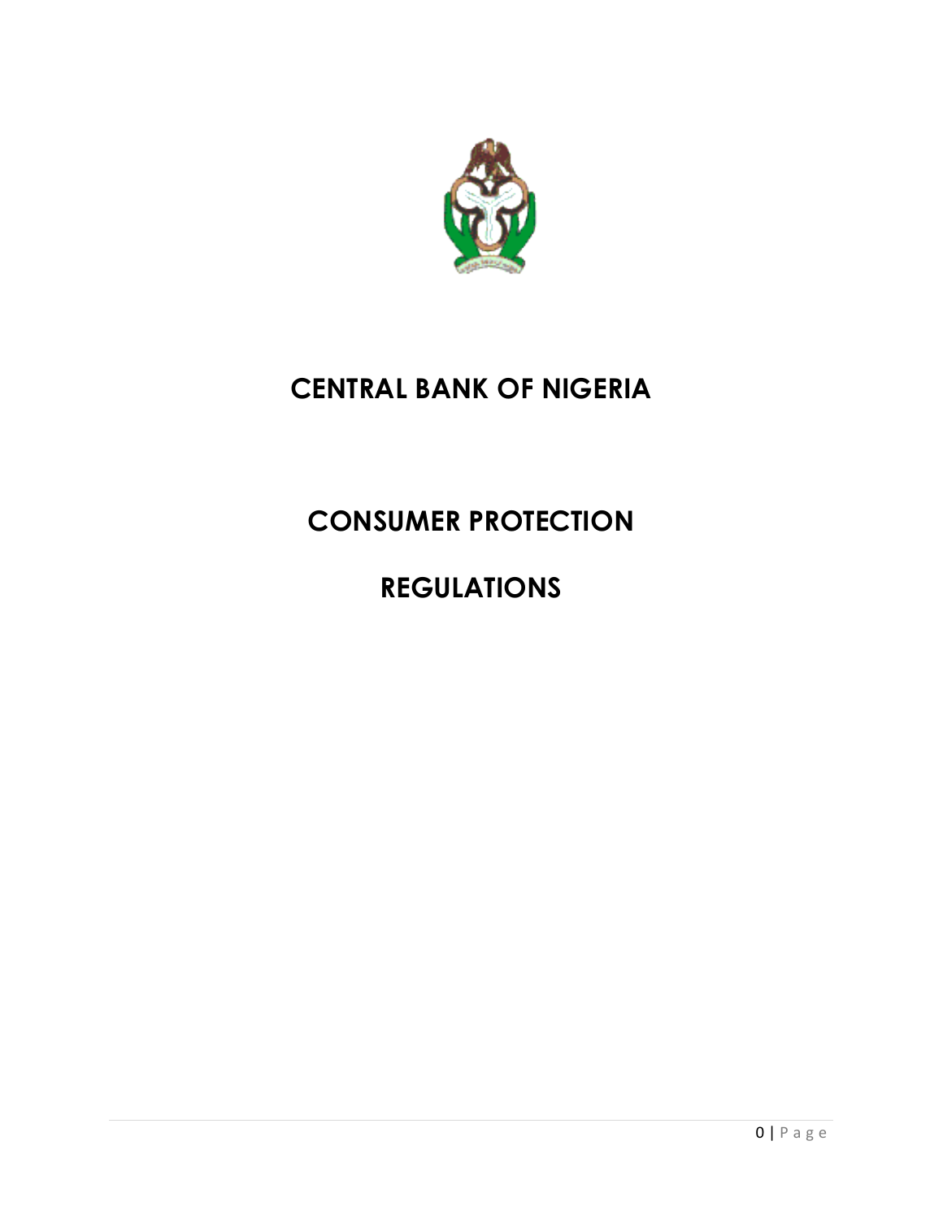# CENTRAL BANK OF NIGERIA

# CONSUMER PROTECTION REGULATIONS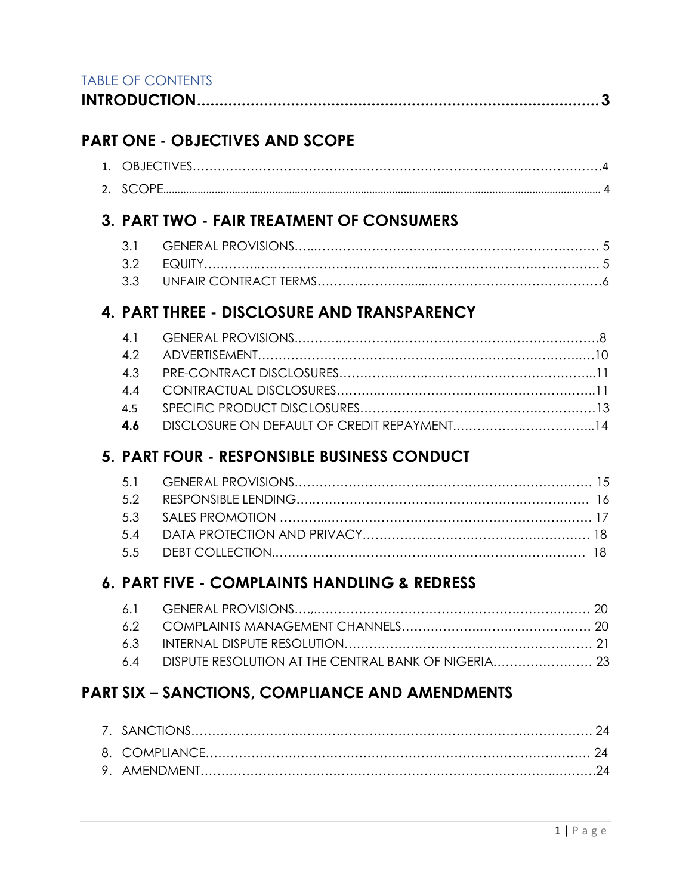TABLE OF CONTENTS

**INTRODUCTION............................................................................................3**

## PART ONE - OBJECTIVES AND SCOPE

1. OBJECTIVES……………………………………………………………………………………4
2. SCOPE........................................................................................................................................... 4

## 3. PART TWO - FAIR TREATMENT OF CONSUMERS

3.1 GENERAL PROVISIONS……………………………………………………………… 5
3.2 EQUITY………………………………………………………………………………… 5
3.3 UNFAIR CONTRACT TERMS……………………………………………………………6

## 4. PART THREE - DISCLOSURE AND TRANSPARENCY

4.1 GENERAL PROVISIONS………………………………………………………………….8
4.2 ADVERTISEMENT………………………………………………………………………10
4.3 PRE-CONTRACT DISCLOSURES…………………………………………………...11
4.4 CONTRACTUAL DISCLOSURES…………………………………………………….11
4.5 SPECIFIC PRODUCT DISCLOSURES………………………………………………13
**4.6** DISCLOSURE ON DEFAULT OF CREDIT REPAYMENT…………………………...14

## 5. PART FOUR - RESPONSIBLE BUSINESS CONDUCT

5.1 GENERAL PROVISIONS……………………………………………………………… 15
5.2 RESPONSIBLE LENDING……………………………………………………………… 16
5.3 SALES PROMOTION ……………………………………………………………………… 17
5.4 DATA PROTECTION AND PRIVACY………………………………………………… 18
5.5 DEBT COLLECTION…………………………………………………………………… 18

## 6. PART FIVE - COMPLAINTS HANDLING & REDRESS

6.1 GENERAL PROVISIONS……………………………………………………………… 20
6.2 COMPLAINTS MANAGEMENT CHANNELS……………………………………… 20
6.3 INTERNAL DISPUTE RESOLUTION………………………………………………… 21
6.4 DISPUTE RESOLUTION AT THE CENTRAL BANK OF NIGERIA……………… 23

## PART SIX – SANCTIONS, COMPLIANCE AND AMENDMENTS

7. SANCTIONS…………………………………………………………………………………… 24
8. COMPLIANCE………………………………………………………………………………… 24
9. AMENDMENT…………………………………………………………………………………24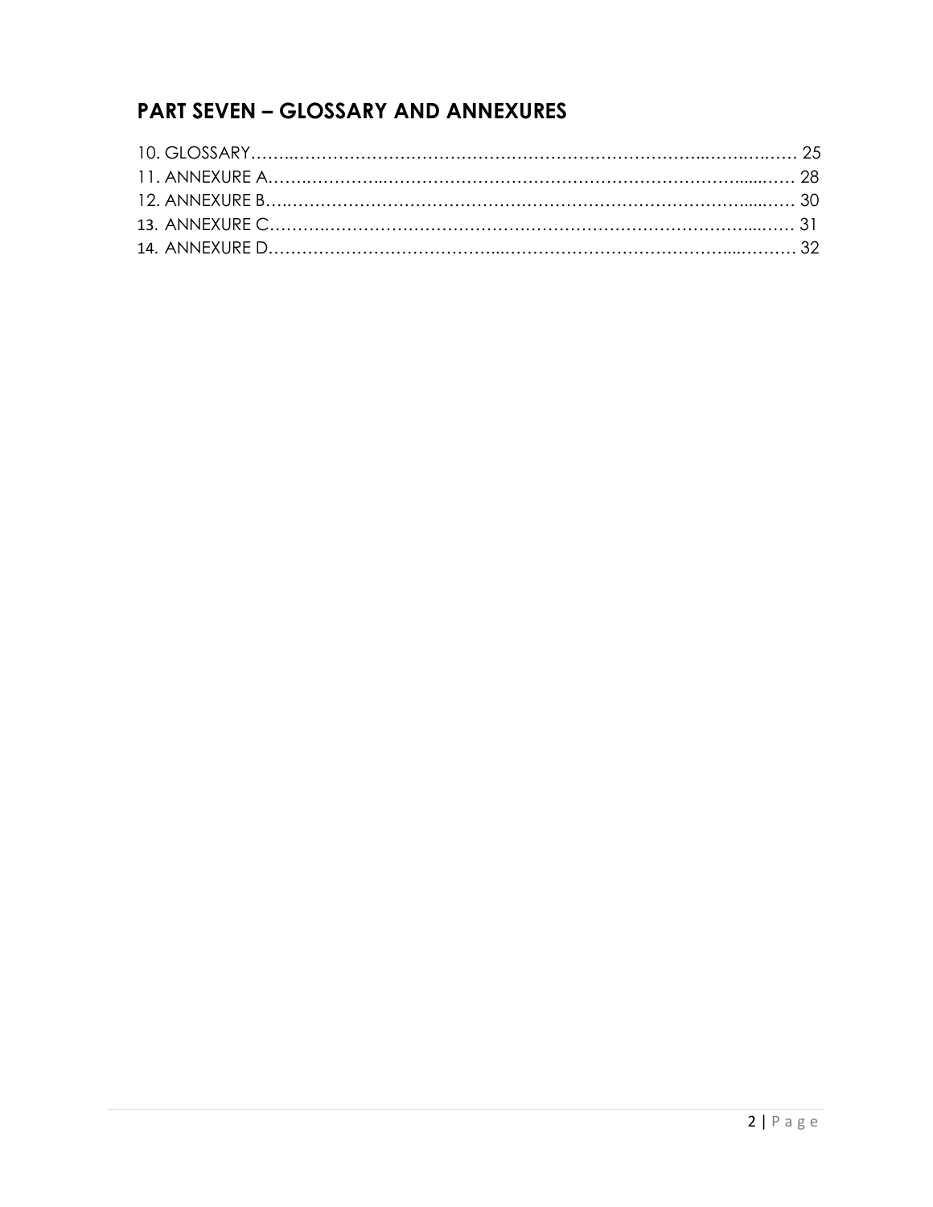## PART SEVEN – GLOSSARY AND ANNEXURES

10. GLOSSARY…………………………………………………………………………………… 25
11. ANNEXURE A………………………………………………………………………………… 28
12. ANNEXURE B………………………………………………………………………………… 30
13. ANNEXURE C………………………………………………………………………………… 31
14. ANNEXURE D………………………………………………………………………………… 32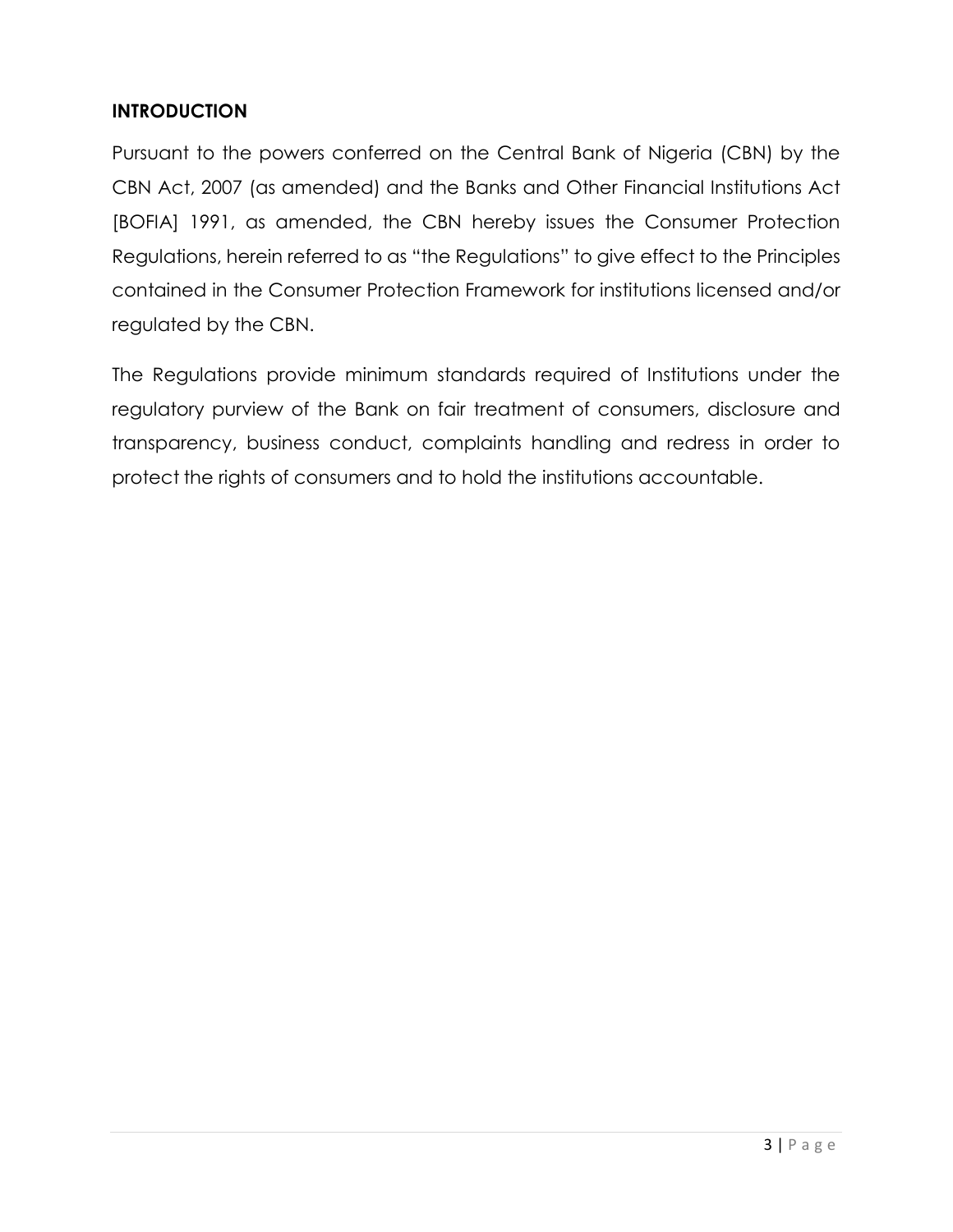## INTRODUCTION

Pursuant to the powers conferred on the Central Bank of Nigeria (CBN) by the CBN Act, 2007 (as amended) and the Banks and Other Financial Institutions Act [BOFIA] 1991, as amended, the CBN hereby issues the Consumer Protection Regulations, herein referred to as "the Regulations" to give effect to the Principles contained in the Consumer Protection Framework for institutions licensed and/or regulated by the CBN.

The Regulations provide minimum standards required of Institutions under the regulatory purview of the Bank on fair treatment of consumers, disclosure and transparency, business conduct, complaints handling and redress in order to protect the rights of consumers and to hold the institutions accountable.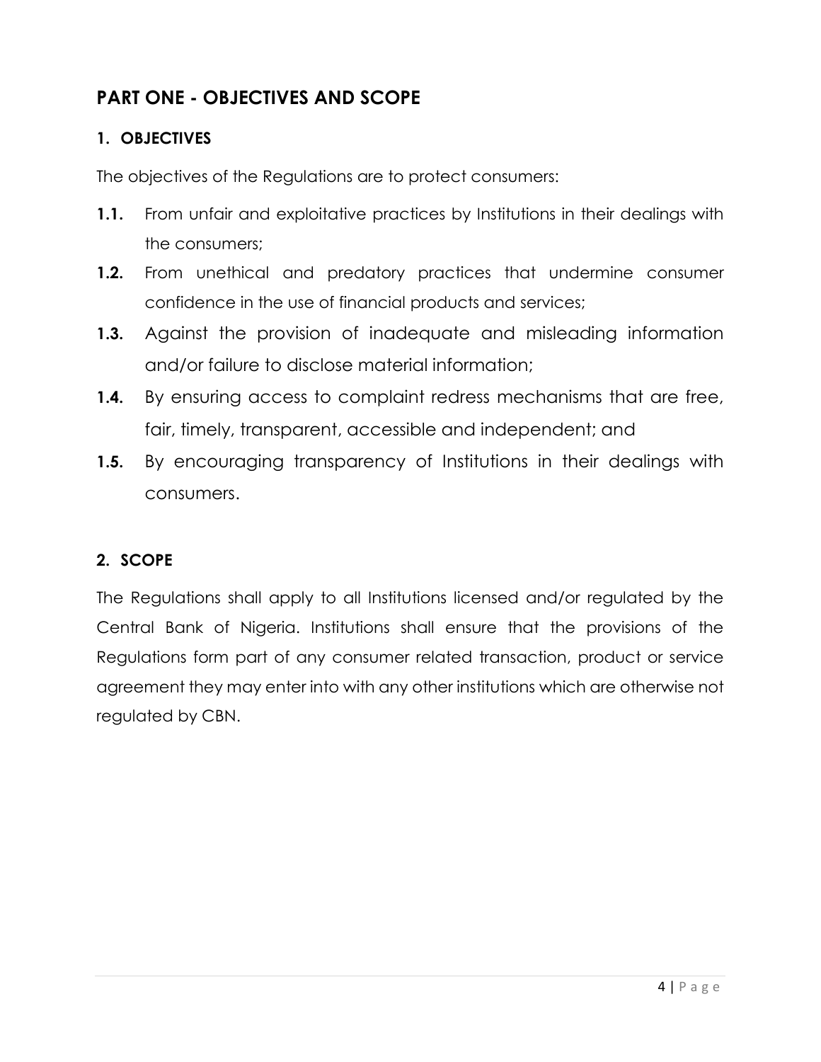## PART ONE - OBJECTIVES AND SCOPE

### 1. OBJECTIVES

The objectives of the Regulations are to protect consumers:

**1.1.** From unfair and exploitative practices by Institutions in their dealings with the consumers;

**1.2.** From unethical and predatory practices that undermine consumer confidence in the use of financial products and services;

**1.3.** Against the provision of inadequate and misleading information and/or failure to disclose material information;

**1.4.** By ensuring access to complaint redress mechanisms that are free, fair, timely, transparent, accessible and independent; and

**1.5.** By encouraging transparency of Institutions in their dealings with consumers.

### 2. SCOPE

The Regulations shall apply to all Institutions licensed and/or regulated by the Central Bank of Nigeria. Institutions shall ensure that the provisions of the Regulations form part of any consumer related transaction, product or service agreement they may enter into with any other institutions which are otherwise not regulated by CBN.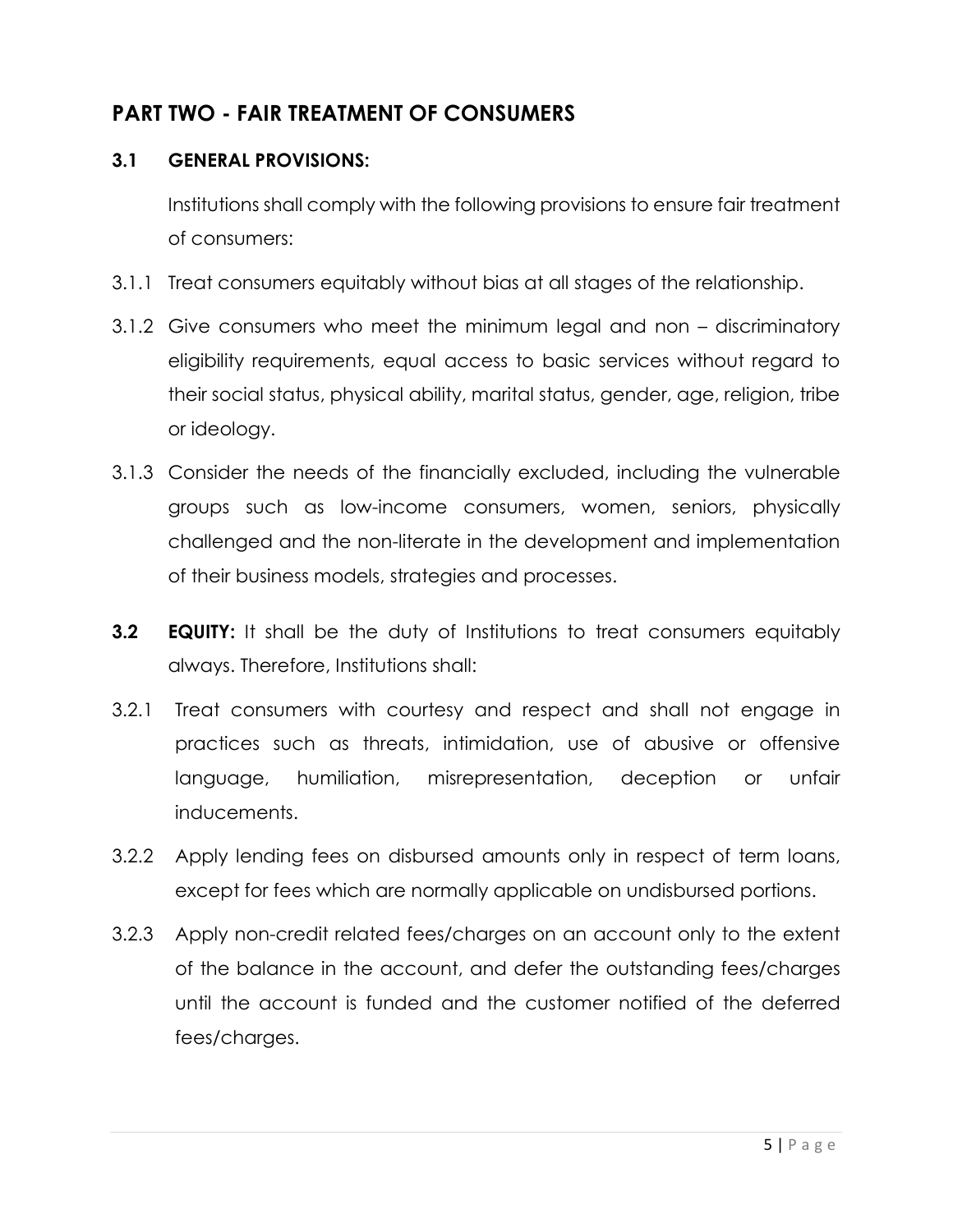## PART TWO - FAIR TREATMENT OF CONSUMERS

### 3.1 GENERAL PROVISIONS:

Institutions shall comply with the following provisions to ensure fair treatment of consumers:

3.1.1 Treat consumers equitably without bias at all stages of the relationship.

3.1.2 Give consumers who meet the minimum legal and non – discriminatory eligibility requirements, equal access to basic services without regard to their social status, physical ability, marital status, gender, age, religion, tribe or ideology.

3.1.3 Consider the needs of the financially excluded, including the vulnerable groups such as low-income consumers, women, seniors, physically challenged and the non-literate in the development and implementation of their business models, strategies and processes.

**3.2 EQUITY:** It shall be the duty of Institutions to treat consumers equitably always. Therefore, Institutions shall:

3.2.1 Treat consumers with courtesy and respect and shall not engage in practices such as threats, intimidation, use of abusive or offensive language, humiliation, misrepresentation, deception or unfair inducements.

3.2.2 Apply lending fees on disbursed amounts only in respect of term loans, except for fees which are normally applicable on undisbursed portions.

3.2.3 Apply non-credit related fees/charges on an account only to the extent of the balance in the account, and defer the outstanding fees/charges until the account is funded and the customer notified of the deferred fees/charges.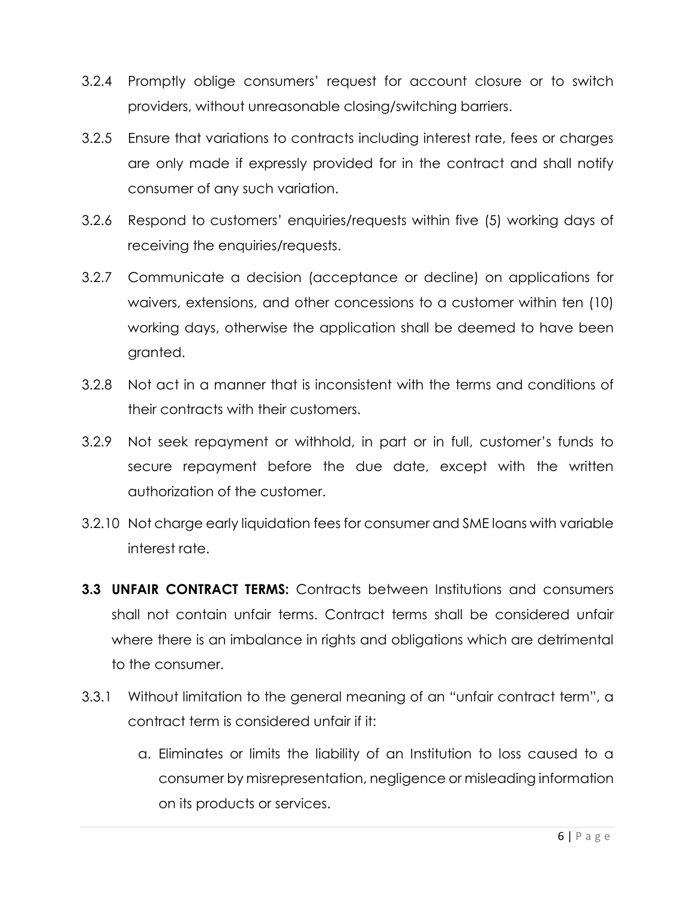3.2.4 Promptly oblige consumers' request for account closure or to switch providers, without unreasonable closing/switching barriers.

3.2.5 Ensure that variations to contracts including interest rate, fees or charges are only made if expressly provided for in the contract and shall notify consumer of any such variation.

3.2.6 Respond to customers' enquiries/requests within five (5) working days of receiving the enquiries/requests.

3.2.7 Communicate a decision (acceptance or decline) on applications for waivers, extensions, and other concessions to a customer within ten (10) working days, otherwise the application shall be deemed to have been granted.

3.2.8 Not act in a manner that is inconsistent with the terms and conditions of their contracts with their customers.

3.2.9 Not seek repayment or withhold, in part or in full, customer's funds to secure repayment before the due date, except with the written authorization of the customer.

3.2.10 Not charge early liquidation fees for consumer and SME loans with variable interest rate.

**3.3 UNFAIR CONTRACT TERMS:** Contracts between Institutions and consumers shall not contain unfair terms. Contract terms shall be considered unfair where there is an imbalance in rights and obligations which are detrimental to the consumer.

3.3.1 Without limitation to the general meaning of an "unfair contract term", a contract term is considered unfair if it:

a. Eliminates or limits the liability of an Institution to loss caused to a consumer by misrepresentation, negligence or misleading information on its products or services.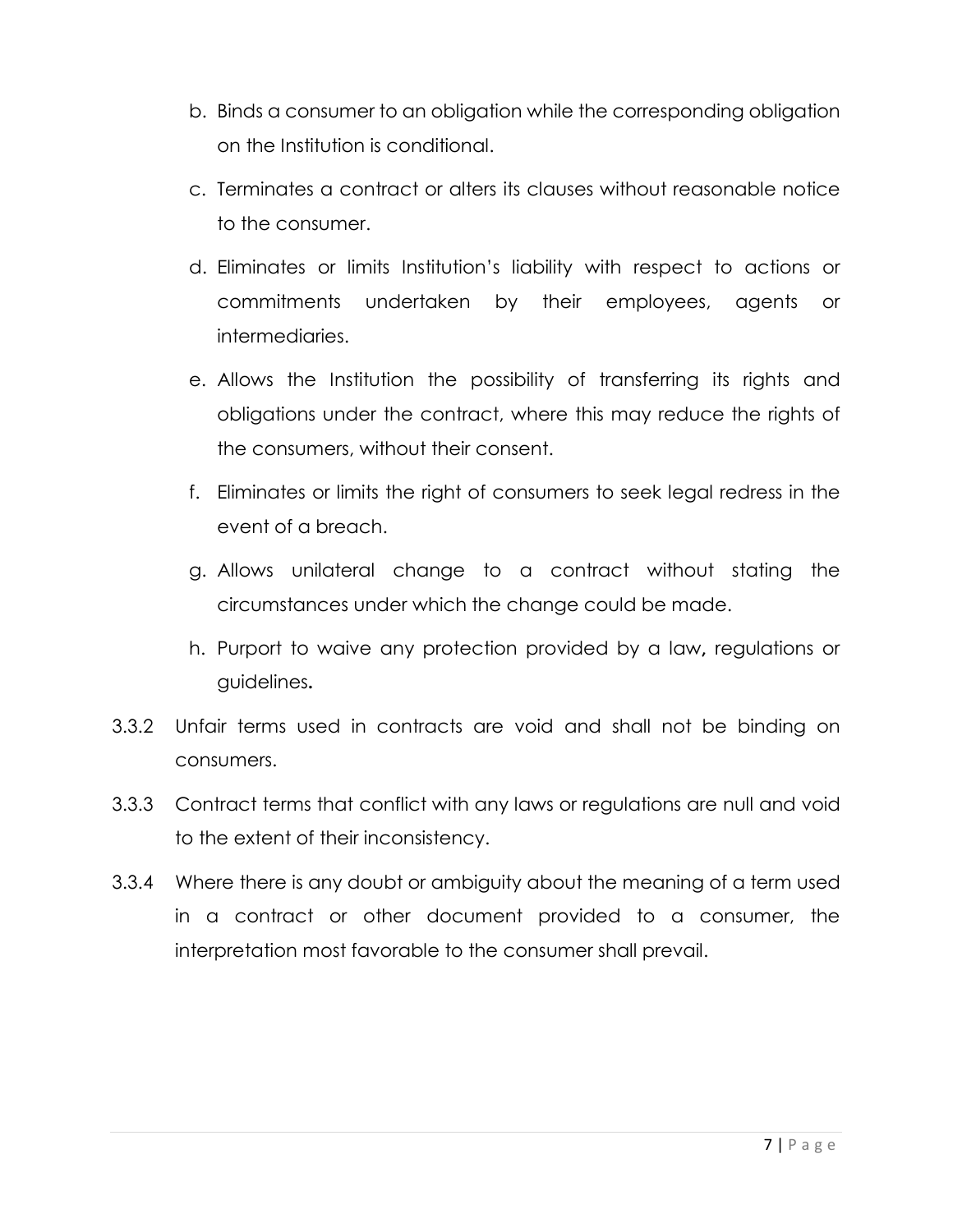b. Binds a consumer to an obligation while the corresponding obligation on the Institution is conditional.

c. Terminates a contract or alters its clauses without reasonable notice to the consumer.

d. Eliminates or limits Institution's liability with respect to actions or commitments undertaken by their employees, agents or intermediaries.

e. Allows the Institution the possibility of transferring its rights and obligations under the contract, where this may reduce the rights of the consumers, without their consent.

f. Eliminates or limits the right of consumers to seek legal redress in the event of a breach.

g. Allows unilateral change to a contract without stating the circumstances under which the change could be made.

h. Purport to waive any protection provided by a law**,** regulations or guidelines**.**

3.3.2 Unfair terms used in contracts are void and shall not be binding on consumers.

3.3.3 Contract terms that conflict with any laws or regulations are null and void to the extent of their inconsistency.

3.3.4 Where there is any doubt or ambiguity about the meaning of a term used in a contract or other document provided to a consumer, the interpretation most favorable to the consumer shall prevail.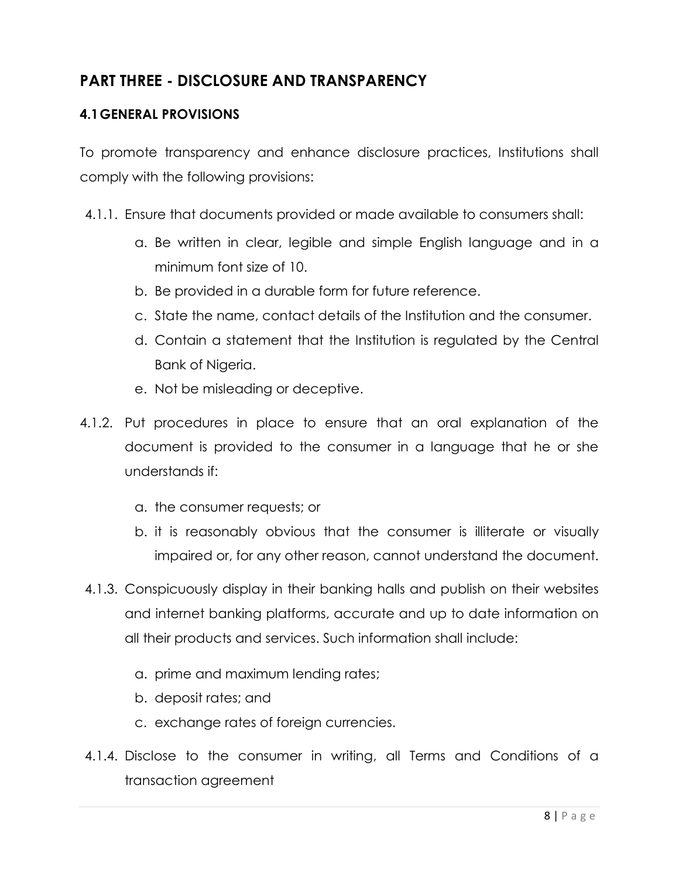## PART THREE - DISCLOSURE AND TRANSPARENCY

### 4.1 GENERAL PROVISIONS

To promote transparency and enhance disclosure practices, Institutions shall comply with the following provisions:

4.1.1. Ensure that documents provided or made available to consumers shall:

a. Be written in clear, legible and simple English language and in a minimum font size of 10.
b. Be provided in a durable form for future reference.
c. State the name, contact details of the Institution and the consumer.
d. Contain a statement that the Institution is regulated by the Central Bank of Nigeria.
e. Not be misleading or deceptive.

4.1.2. Put procedures in place to ensure that an oral explanation of the document is provided to the consumer in a language that he or she understands if:

a. the consumer requests; or
b. it is reasonably obvious that the consumer is illiterate or visually impaired or, for any other reason, cannot understand the document.

4.1.3. Conspicuously display in their banking halls and publish on their websites and internet banking platforms, accurate and up to date information on all their products and services. Such information shall include:

a. prime and maximum lending rates;
b. deposit rates; and
c. exchange rates of foreign currencies.

4.1.4. Disclose to the consumer in writing, all Terms and Conditions of a transaction agreement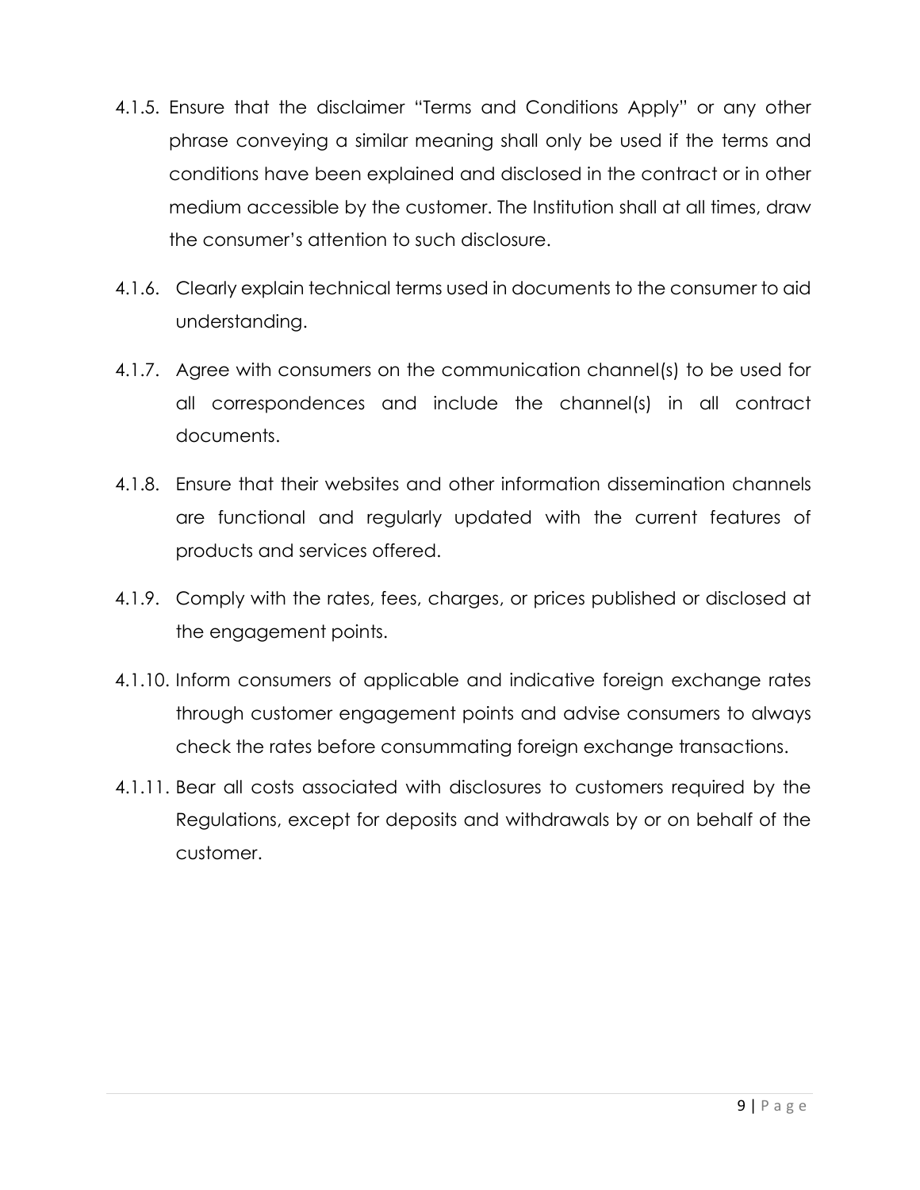4.1.5. Ensure that the disclaimer "Terms and Conditions Apply" or any other phrase conveying a similar meaning shall only be used if the terms and conditions have been explained and disclosed in the contract or in other medium accessible by the customer. The Institution shall at all times, draw the consumer's attention to such disclosure.

4.1.6. Clearly explain technical terms used in documents to the consumer to aid understanding.

4.1.7. Agree with consumers on the communication channel(s) to be used for all correspondences and include the channel(s) in all contract documents.

4.1.8. Ensure that their websites and other information dissemination channels are functional and regularly updated with the current features of products and services offered.

4.1.9. Comply with the rates, fees, charges, or prices published or disclosed at the engagement points.

4.1.10. Inform consumers of applicable and indicative foreign exchange rates through customer engagement points and advise consumers to always check the rates before consummating foreign exchange transactions.

4.1.11. Bear all costs associated with disclosures to customers required by the Regulations, except for deposits and withdrawals by or on behalf of the customer.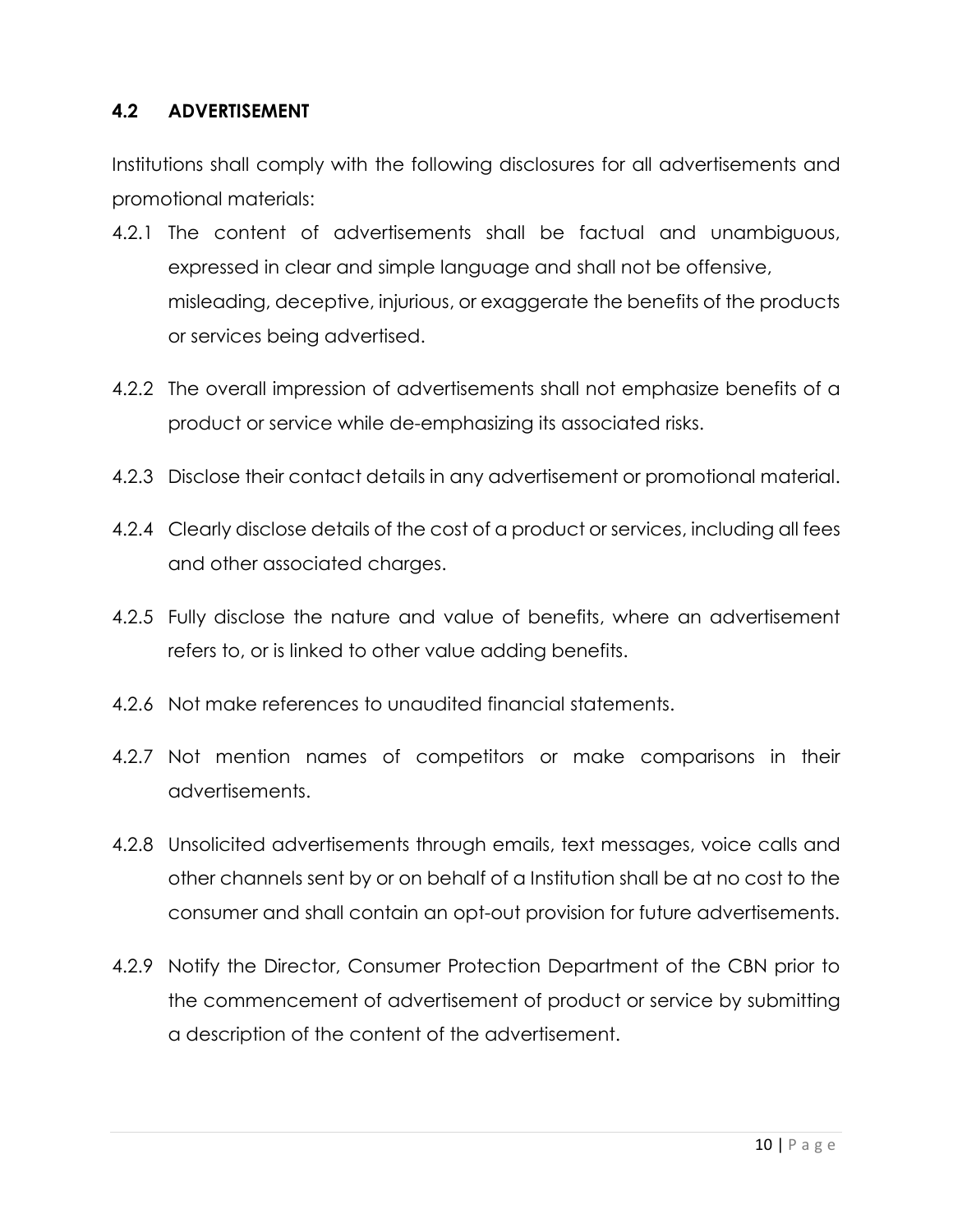## 4.2 ADVERTISEMENT

Institutions shall comply with the following disclosures for all advertisements and promotional materials:

4.2.1 The content of advertisements shall be factual and unambiguous, expressed in clear and simple language and shall not be offensive, misleading, deceptive, injurious, or exaggerate the benefits of the products or services being advertised.

4.2.2 The overall impression of advertisements shall not emphasize benefits of a product or service while de-emphasizing its associated risks.

4.2.3 Disclose their contact details in any advertisement or promotional material.

4.2.4 Clearly disclose details of the cost of a product or services, including all fees and other associated charges.

4.2.5 Fully disclose the nature and value of benefits, where an advertisement refers to, or is linked to other value adding benefits.

4.2.6 Not make references to unaudited financial statements.

4.2.7 Not mention names of competitors or make comparisons in their advertisements.

4.2.8 Unsolicited advertisements through emails, text messages, voice calls and other channels sent by or on behalf of a Institution shall be at no cost to the consumer and shall contain an opt-out provision for future advertisements.

4.2.9 Notify the Director, Consumer Protection Department of the CBN prior to the commencement of advertisement of product or service by submitting a description of the content of the advertisement.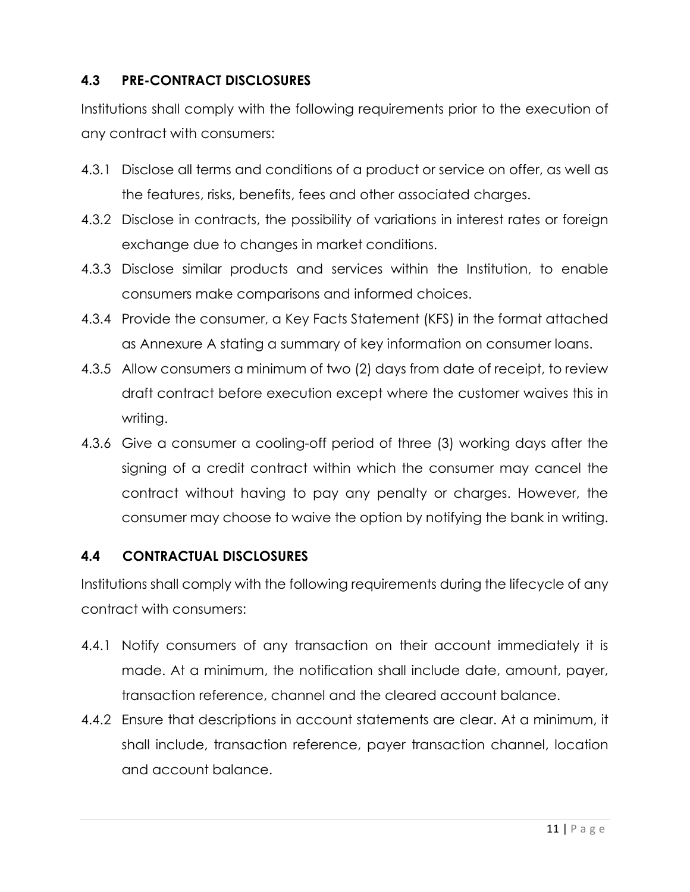### 4.3 PRE-CONTRACT DISCLOSURES

Institutions shall comply with the following requirements prior to the execution of any contract with consumers:

4.3.1 Disclose all terms and conditions of a product or service on offer, as well as the features, risks, benefits, fees and other associated charges.

4.3.2 Disclose in contracts, the possibility of variations in interest rates or foreign exchange due to changes in market conditions.

4.3.3 Disclose similar products and services within the Institution, to enable consumers make comparisons and informed choices.

4.3.4 Provide the consumer, a Key Facts Statement (KFS) in the format attached as Annexure A stating a summary of key information on consumer loans.

4.3.5 Allow consumers a minimum of two (2) days from date of receipt, to review draft contract before execution except where the customer waives this in writing.

4.3.6 Give a consumer a cooling-off period of three (3) working days after the signing of a credit contract within which the consumer may cancel the contract without having to pay any penalty or charges. However, the consumer may choose to waive the option by notifying the bank in writing.

### 4.4 CONTRACTUAL DISCLOSURES

Institutions shall comply with the following requirements during the lifecycle of any contract with consumers:

4.4.1 Notify consumers of any transaction on their account immediately it is made. At a minimum, the notification shall include date, amount, payer, transaction reference, channel and the cleared account balance.

4.4.2 Ensure that descriptions in account statements are clear. At a minimum, it shall include, transaction reference, payer transaction channel, location and account balance.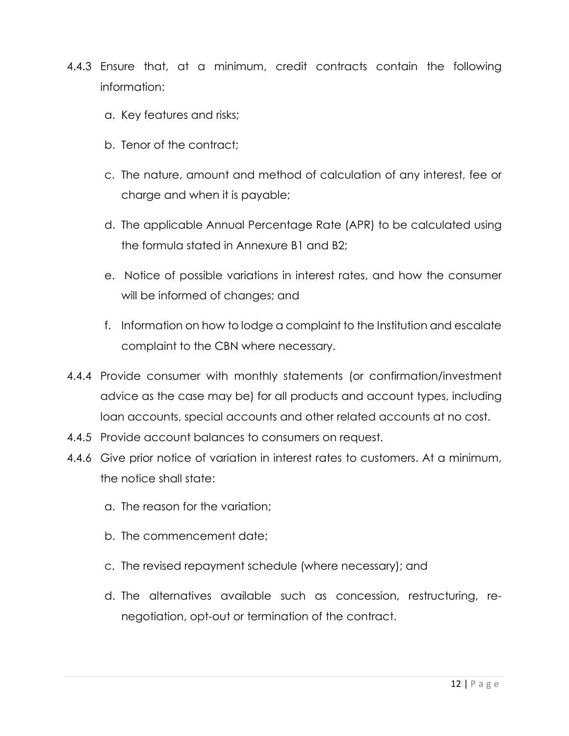4.4.3 Ensure that, at a minimum, credit contracts contain the following information:

   a. Key features and risks;

   b. Tenor of the contract;

   c. The nature, amount and method of calculation of any interest, fee or charge and when it is payable;

   d. The applicable Annual Percentage Rate (APR) to be calculated using the formula stated in Annexure B1 and B2;

   e. Notice of possible variations in interest rates, and how the consumer will be informed of changes; and

   f. Information on how to lodge a complaint to the Institution and escalate complaint to the CBN where necessary.

4.4.4 Provide consumer with monthly statements (or confirmation/investment advice as the case may be) for all products and account types, including loan accounts, special accounts and other related accounts at no cost.

4.4.5 Provide account balances to consumers on request.

4.4.6 Give prior notice of variation in interest rates to customers. At a minimum, the notice shall state:

   a. The reason for the variation;

   b. The commencement date;

   c. The revised repayment schedule (where necessary); and

   d. The alternatives available such as concession, restructuring, re-negotiation, opt-out or termination of the contract.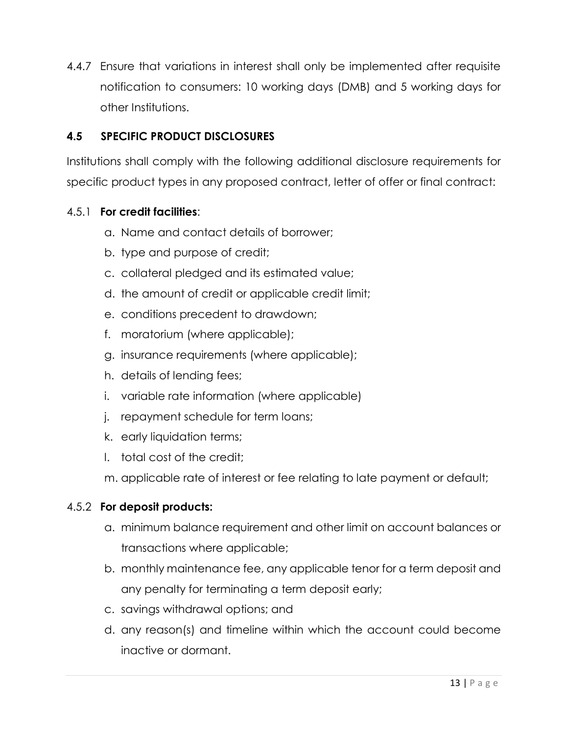4.4.7 Ensure that variations in interest shall only be implemented after requisite notification to consumers: 10 working days (DMB) and 5 working days for other Institutions.

### 4.5 SPECIFIC PRODUCT DISCLOSURES

Institutions shall comply with the following additional disclosure requirements for specific product types in any proposed contract, letter of offer or final contract:

4.5.1 **For credit facilities**:

a. Name and contact details of borrower;
b. type and purpose of credit;
c. collateral pledged and its estimated value;
d. the amount of credit or applicable credit limit;
e. conditions precedent to drawdown;
f. moratorium (where applicable);
g. insurance requirements (where applicable);
h. details of lending fees;
i. variable rate information (where applicable)
j. repayment schedule for term loans;
k. early liquidation terms;
l. total cost of the credit;
m. applicable rate of interest or fee relating to late payment or default;

4.5.2 **For deposit products:**

a. minimum balance requirement and other limit on account balances or transactions where applicable;
b. monthly maintenance fee, any applicable tenor for a term deposit and any penalty for terminating a term deposit early;
c. savings withdrawal options; and
d. any reason(s) and timeline within which the account could become inactive or dormant.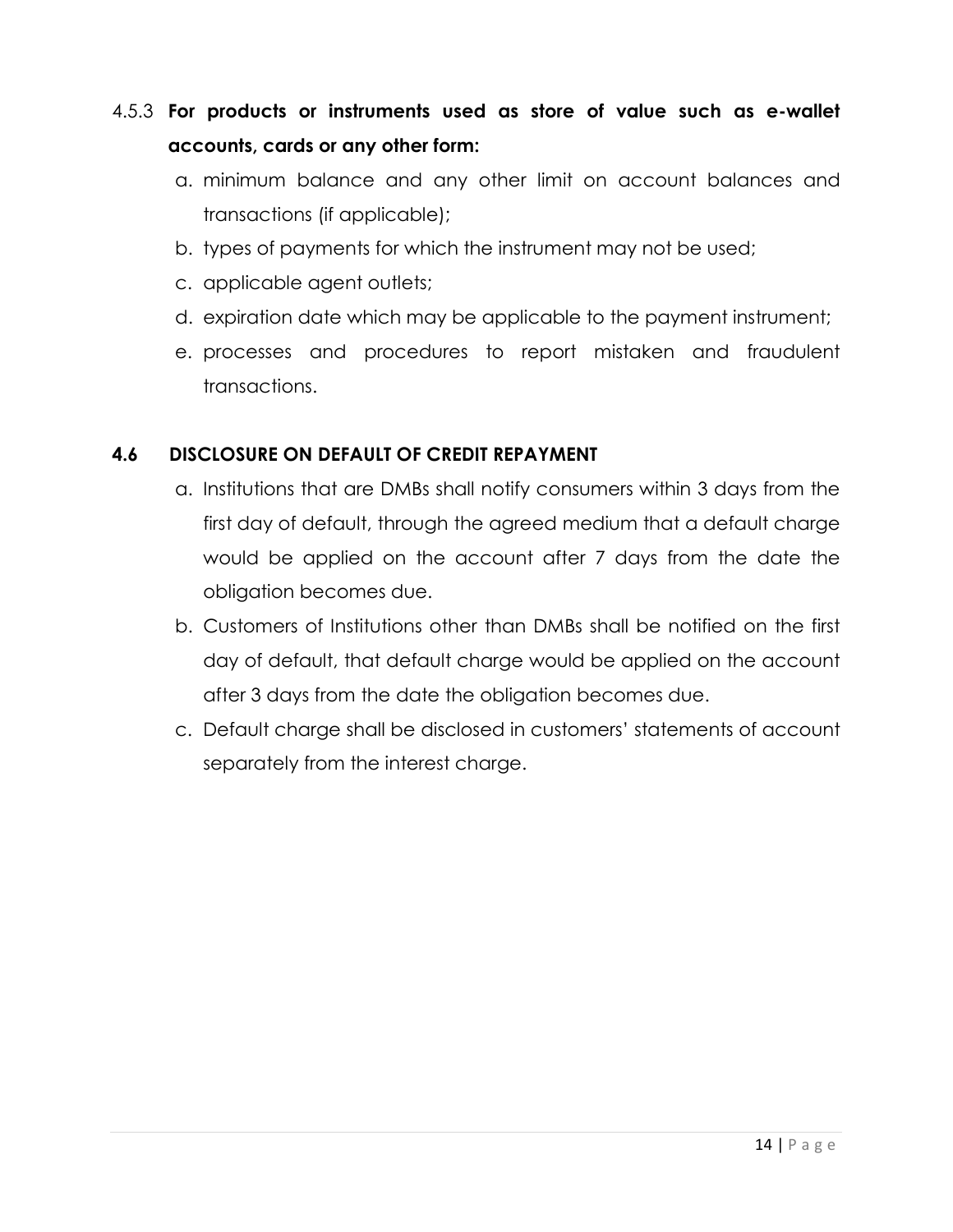4.5.3 **For products or instruments used as store of value such as e-wallet accounts, cards or any other form:**

a. minimum balance and any other limit on account balances and transactions (if applicable);

b. types of payments for which the instrument may not be used;

c. applicable agent outlets;

d. expiration date which may be applicable to the payment instrument;

e. processes and procedures to report mistaken and fraudulent transactions.

### 4.6 DISCLOSURE ON DEFAULT OF CREDIT REPAYMENT

a. Institutions that are DMBs shall notify consumers within 3 days from the first day of default, through the agreed medium that a default charge would be applied on the account after 7 days from the date the obligation becomes due.

b. Customers of Institutions other than DMBs shall be notified on the first day of default, that default charge would be applied on the account after 3 days from the date the obligation becomes due.

c. Default charge shall be disclosed in customers' statements of account separately from the interest charge.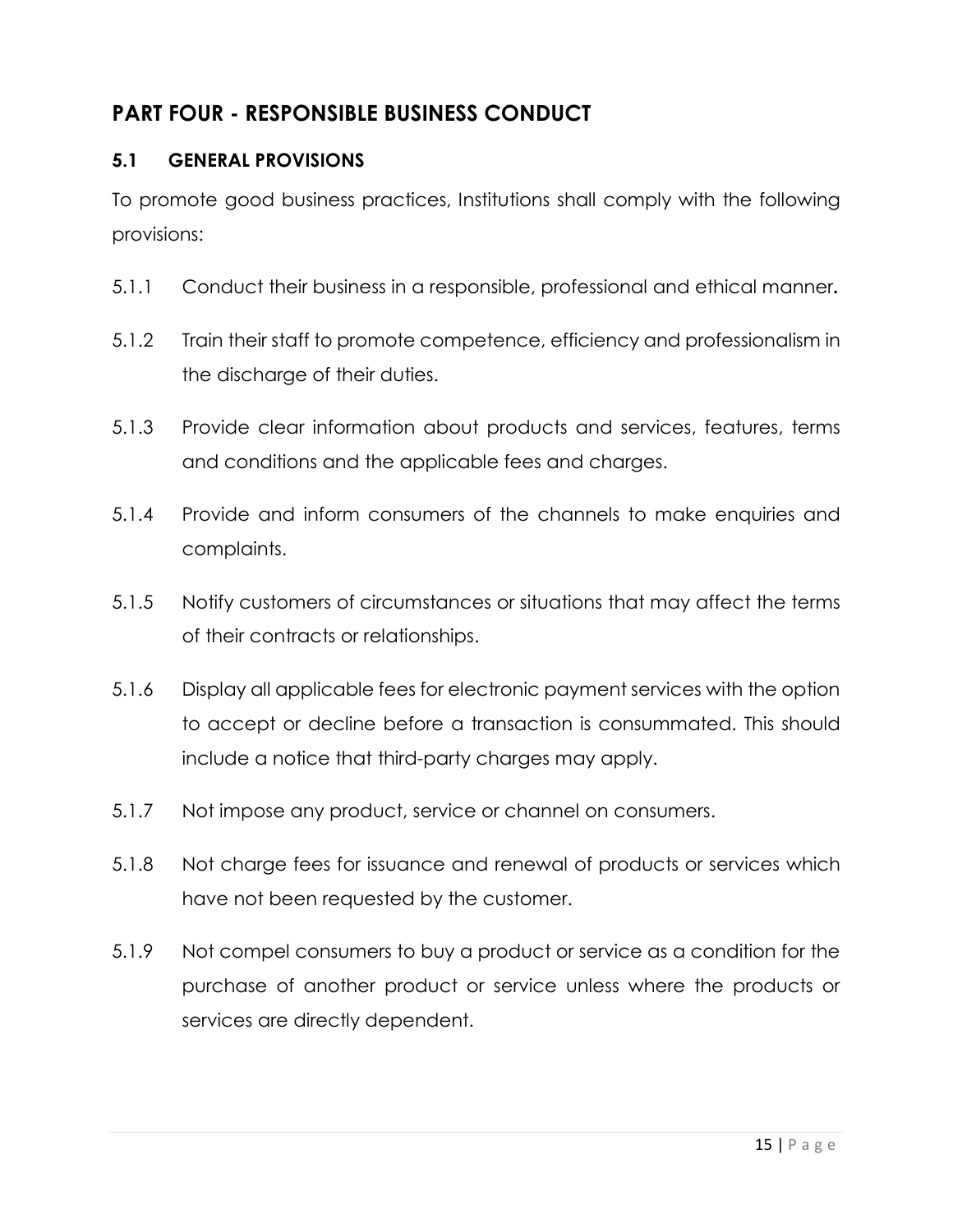## PART FOUR - RESPONSIBLE BUSINESS CONDUCT

### 5.1 GENERAL PROVISIONS

To promote good business practices, Institutions shall comply with the following provisions:

5.1.1 Conduct their business in a responsible, professional and ethical manner**.**

5.1.2 Train their staff to promote competence, efficiency and professionalism in the discharge of their duties.

5.1.3 Provide clear information about products and services, features, terms and conditions and the applicable fees and charges.

5.1.4 Provide and inform consumers of the channels to make enquiries and complaints.

5.1.5 Notify customers of circumstances or situations that may affect the terms of their contracts or relationships.

5.1.6 Display all applicable fees for electronic payment services with the option to accept or decline before a transaction is consummated. This should include a notice that third-party charges may apply.

5.1.7 Not impose any product, service or channel on consumers.

5.1.8 Not charge fees for issuance and renewal of products or services which have not been requested by the customer.

5.1.9 Not compel consumers to buy a product or service as a condition for the purchase of another product or service unless where the products or services are directly dependent.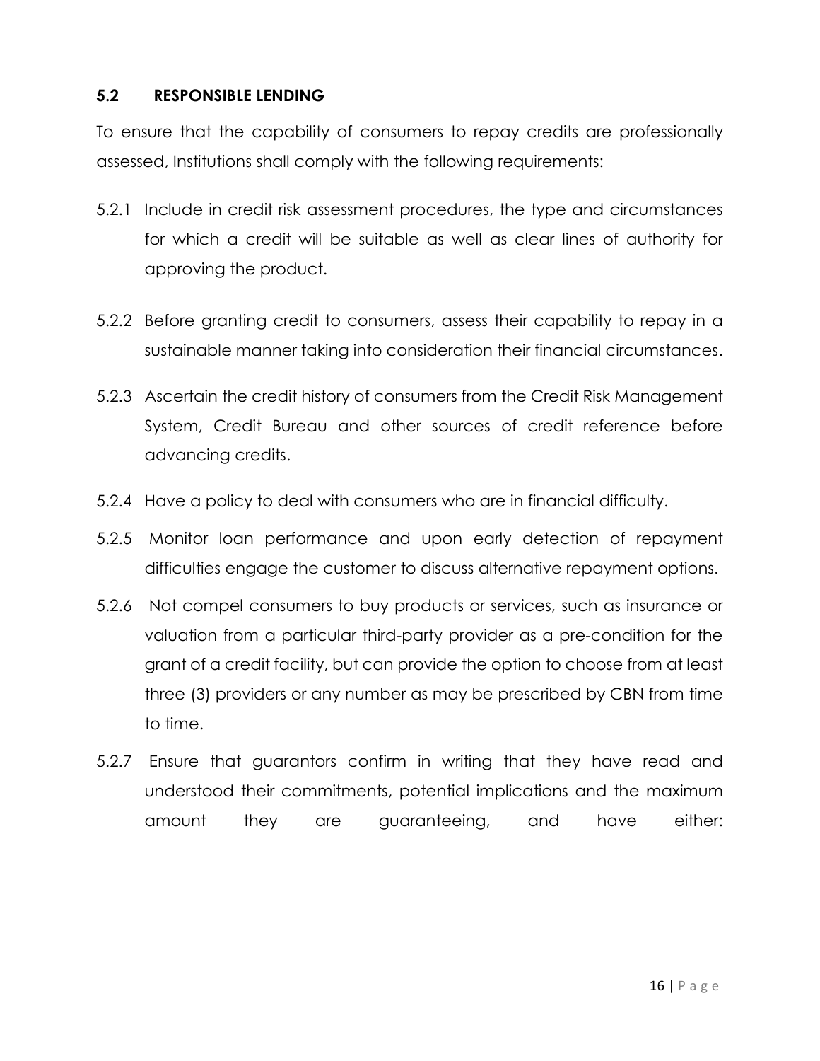### 5.2 RESPONSIBLE LENDING

To ensure that the capability of consumers to repay credits are professionally assessed, Institutions shall comply with the following requirements:

5.2.1 Include in credit risk assessment procedures, the type and circumstances for which a credit will be suitable as well as clear lines of authority for approving the product.

5.2.2 Before granting credit to consumers, assess their capability to repay in a sustainable manner taking into consideration their financial circumstances.

5.2.3 Ascertain the credit history of consumers from the Credit Risk Management System, Credit Bureau and other sources of credit reference before advancing credits.

5.2.4 Have a policy to deal with consumers who are in financial difficulty.

5.2.5 Monitor loan performance and upon early detection of repayment difficulties engage the customer to discuss alternative repayment options.

5.2.6 Not compel consumers to buy products or services, such as insurance or valuation from a particular third-party provider as a pre-condition for the grant of a credit facility, but can provide the option to choose from at least three (3) providers or any number as may be prescribed by CBN from time to time.

5.2.7 Ensure that guarantors confirm in writing that they have read and understood their commitments, potential implications and the maximum amount they are guaranteeing, and have either: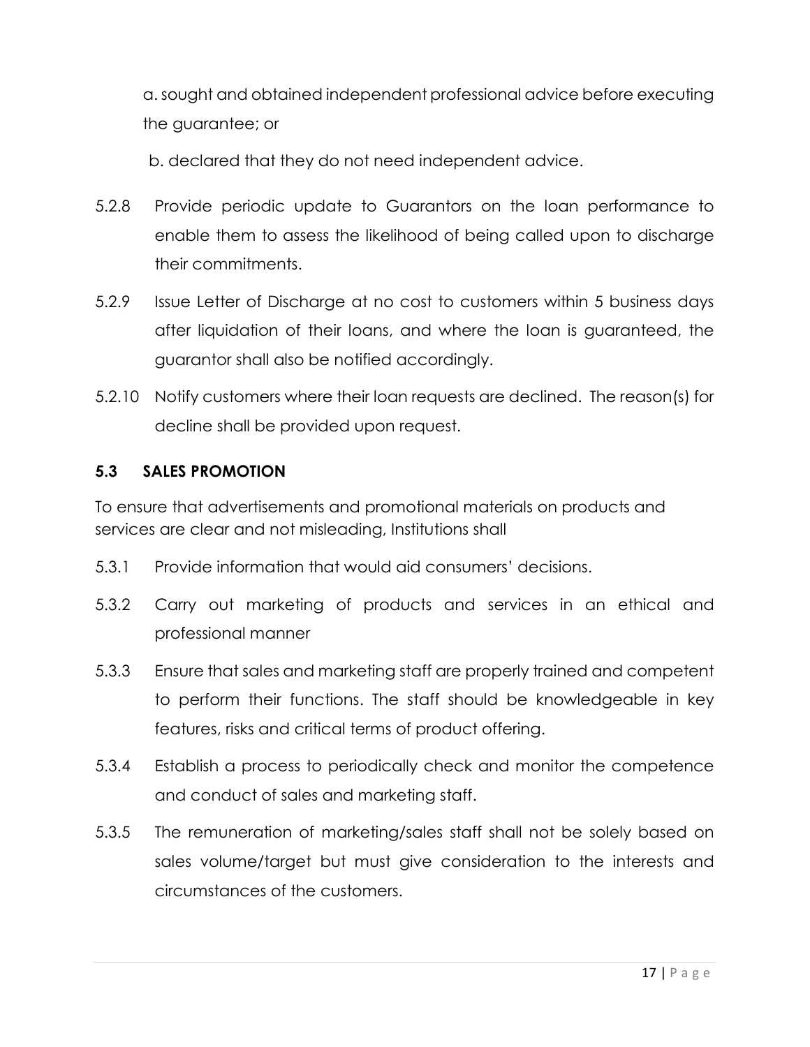a. sought and obtained independent professional advice before executing the guarantee; or

b. declared that they do not need independent advice.

5.2.8 Provide periodic update to Guarantors on the loan performance to enable them to assess the likelihood of being called upon to discharge their commitments.

5.2.9 Issue Letter of Discharge at no cost to customers within 5 business days after liquidation of their loans, and where the loan is guaranteed, the guarantor shall also be notified accordingly.

5.2.10 Notify customers where their loan requests are declined. The reason(s) for decline shall be provided upon request.

### 5.3 SALES PROMOTION

To ensure that advertisements and promotional materials on products and services are clear and not misleading, Institutions shall

5.3.1 Provide information that would aid consumers' decisions.

5.3.2 Carry out marketing of products and services in an ethical and professional manner

5.3.3 Ensure that sales and marketing staff are properly trained and competent to perform their functions. The staff should be knowledgeable in key features, risks and critical terms of product offering.

5.3.4 Establish a process to periodically check and monitor the competence and conduct of sales and marketing staff.

5.3.5 The remuneration of marketing/sales staff shall not be solely based on sales volume/target but must give consideration to the interests and circumstances of the customers.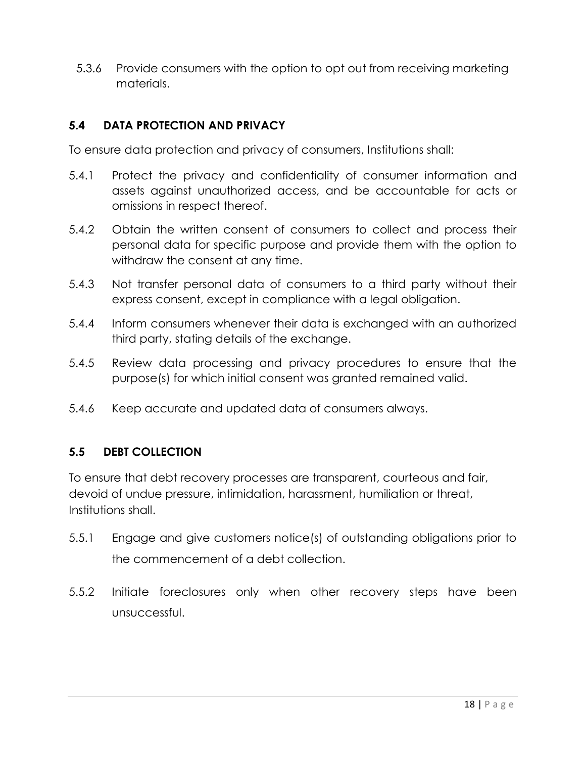5.3.6 Provide consumers with the option to opt out from receiving marketing materials.

### 5.4 DATA PROTECTION AND PRIVACY

To ensure data protection and privacy of consumers, Institutions shall:

5.4.1 Protect the privacy and confidentiality of consumer information and assets against unauthorized access, and be accountable for acts or omissions in respect thereof.

5.4.2 Obtain the written consent of consumers to collect and process their personal data for specific purpose and provide them with the option to withdraw the consent at any time.

5.4.3 Not transfer personal data of consumers to a third party without their express consent, except in compliance with a legal obligation.

5.4.4 Inform consumers whenever their data is exchanged with an authorized third party, stating details of the exchange.

5.4.5 Review data processing and privacy procedures to ensure that the purpose(s) for which initial consent was granted remained valid.

5.4.6 Keep accurate and updated data of consumers always.

### 5.5 DEBT COLLECTION

To ensure that debt recovery processes are transparent, courteous and fair, devoid of undue pressure, intimidation, harassment, humiliation or threat, Institutions shall.

5.5.1 Engage and give customers notice(s) of outstanding obligations prior to the commencement of a debt collection.

5.5.2 Initiate foreclosures only when other recovery steps have been unsuccessful.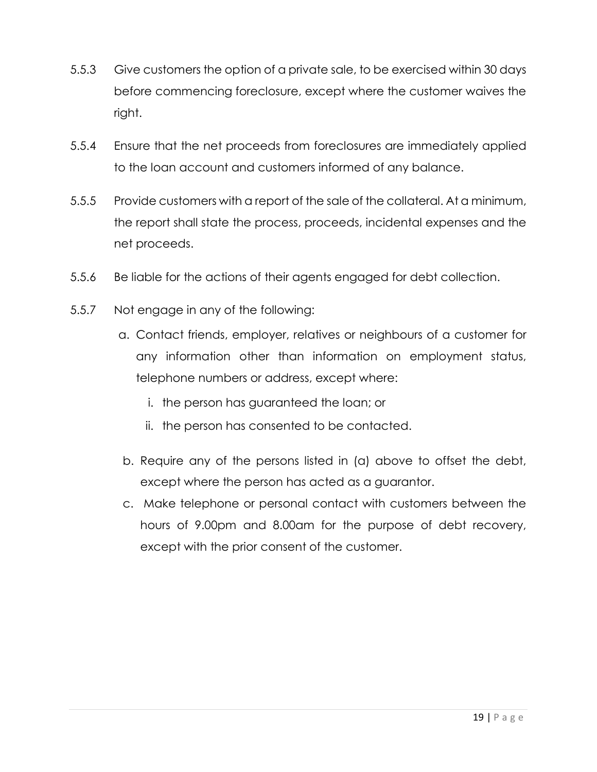5.5.3 Give customers the option of a private sale, to be exercised within 30 days before commencing foreclosure, except where the customer waives the right.

5.5.4 Ensure that the net proceeds from foreclosures are immediately applied to the loan account and customers informed of any balance.

5.5.5 Provide customers with a report of the sale of the collateral. At a minimum, the report shall state the process, proceeds, incidental expenses and the net proceeds.

5.5.6 Be liable for the actions of their agents engaged for debt collection.

5.5.7 Not engage in any of the following:

a. Contact friends, employer, relatives or neighbours of a customer for any information other than information on employment status, telephone numbers or address, except where:

   i. the person has guaranteed the loan; or

   ii. the person has consented to be contacted.

b. Require any of the persons listed in (a) above to offset the debt, except where the person has acted as a guarantor.

c. Make telephone or personal contact with customers between the hours of 9.00pm and 8.00am for the purpose of debt recovery, except with the prior consent of the customer.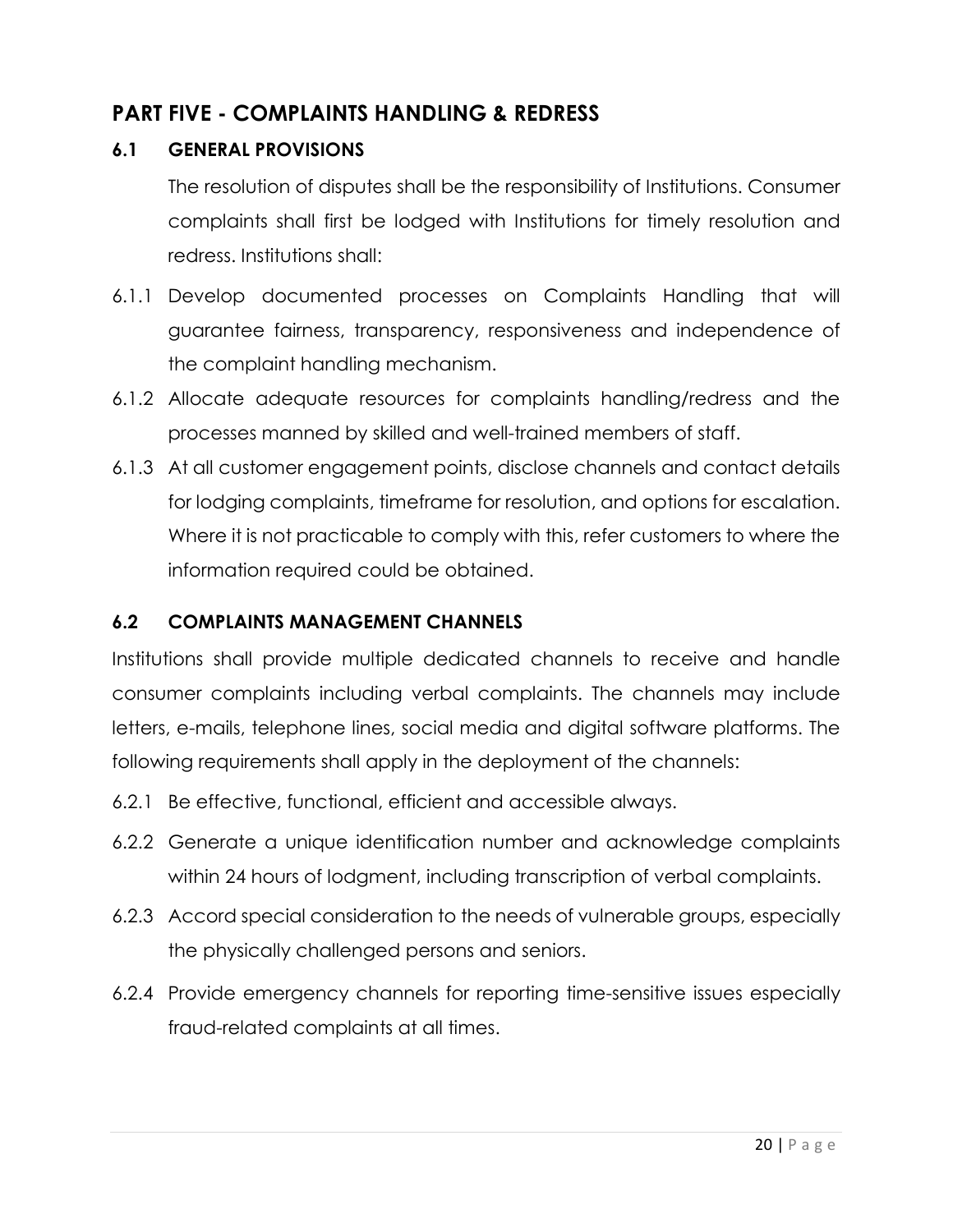## PART FIVE - COMPLAINTS HANDLING & REDRESS

### 6.1 GENERAL PROVISIONS

The resolution of disputes shall be the responsibility of Institutions. Consumer complaints shall first be lodged with Institutions for timely resolution and redress. Institutions shall:

6.1.1 Develop documented processes on Complaints Handling that will guarantee fairness, transparency, responsiveness and independence of the complaint handling mechanism.

6.1.2 Allocate adequate resources for complaints handling/redress and the processes manned by skilled and well-trained members of staff.

6.1.3 At all customer engagement points, disclose channels and contact details for lodging complaints, timeframe for resolution, and options for escalation. Where it is not practicable to comply with this, refer customers to where the information required could be obtained.

### 6.2 COMPLAINTS MANAGEMENT CHANNELS

Institutions shall provide multiple dedicated channels to receive and handle consumer complaints including verbal complaints. The channels may include letters, e-mails, telephone lines, social media and digital software platforms. The following requirements shall apply in the deployment of the channels:

6.2.1 Be effective, functional, efficient and accessible always.

6.2.2 Generate a unique identification number and acknowledge complaints within 24 hours of lodgment, including transcription of verbal complaints.

6.2.3 Accord special consideration to the needs of vulnerable groups, especially the physically challenged persons and seniors.

6.2.4 Provide emergency channels for reporting time-sensitive issues especially fraud-related complaints at all times.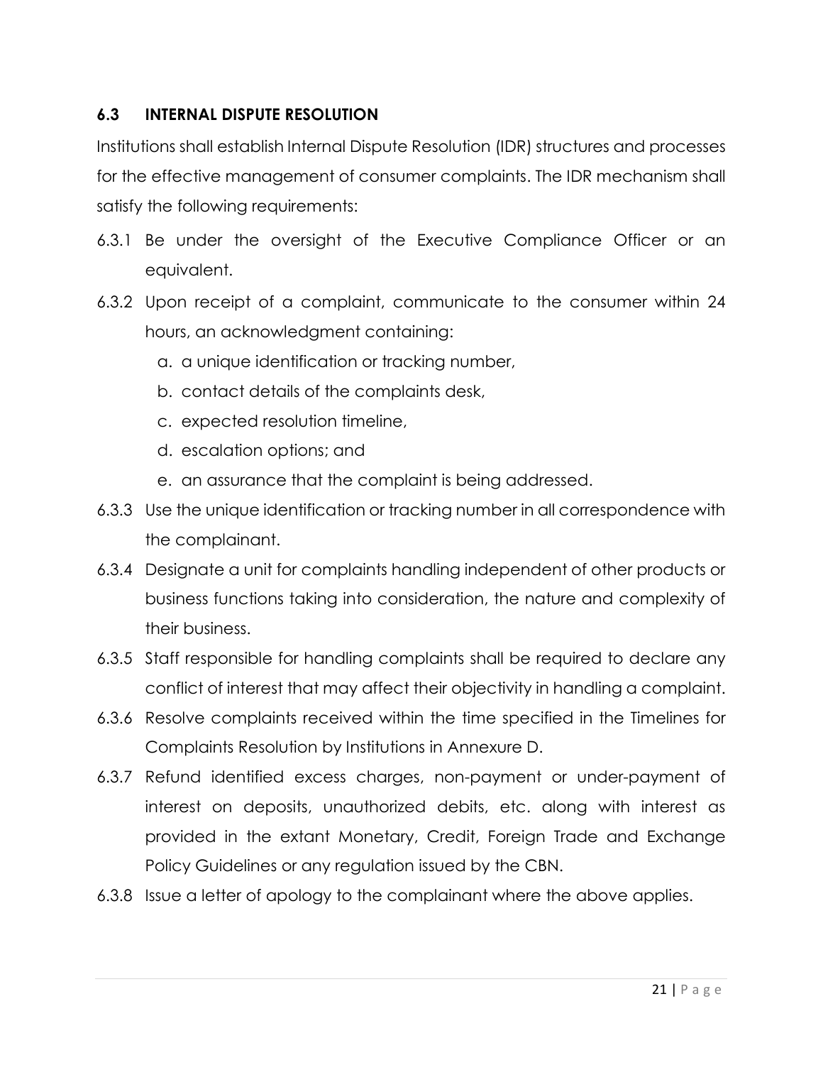### 6.3 INTERNAL DISPUTE RESOLUTION

Institutions shall establish Internal Dispute Resolution (IDR) structures and processes for the effective management of consumer complaints. The IDR mechanism shall satisfy the following requirements:

6.3.1 Be under the oversight of the Executive Compliance Officer or an equivalent.

6.3.2 Upon receipt of a complaint, communicate to the consumer within 24 hours, an acknowledgment containing:

  a. a unique identification or tracking number,
  b. contact details of the complaints desk,
  c. expected resolution timeline,
  d. escalation options; and
  e. an assurance that the complaint is being addressed.

6.3.3 Use the unique identification or tracking number in all correspondence with the complainant.

6.3.4 Designate a unit for complaints handling independent of other products or business functions taking into consideration, the nature and complexity of their business.

6.3.5 Staff responsible for handling complaints shall be required to declare any conflict of interest that may affect their objectivity in handling a complaint.

6.3.6 Resolve complaints received within the time specified in the Timelines for Complaints Resolution by Institutions in Annexure D.

6.3.7 Refund identified excess charges, non-payment or under-payment of interest on deposits, unauthorized debits, etc. along with interest as provided in the extant Monetary, Credit, Foreign Trade and Exchange Policy Guidelines or any regulation issued by the CBN.

6.3.8 Issue a letter of apology to the complainant where the above applies.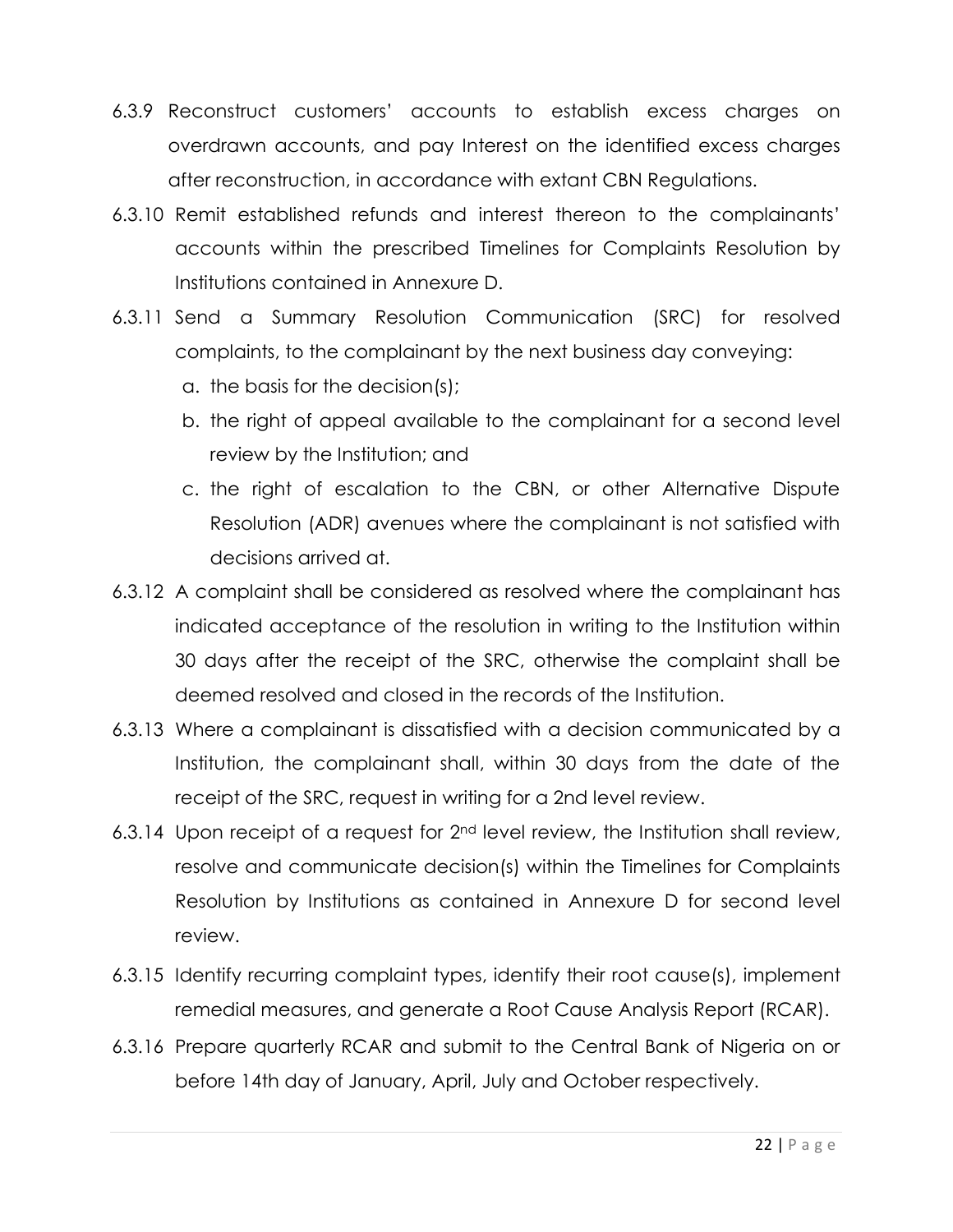6.3.9 Reconstruct customers' accounts to establish excess charges on overdrawn accounts, and pay Interest on the identified excess charges after reconstruction, in accordance with extant CBN Regulations.

6.3.10 Remit established refunds and interest thereon to the complainants' accounts within the prescribed Timelines for Complaints Resolution by Institutions contained in Annexure D.

6.3.11 Send a Summary Resolution Communication (SRC) for resolved complaints, to the complainant by the next business day conveying:

a. the basis for the decision(s);
b. the right of appeal available to the complainant for a second level review by the Institution; and
c. the right of escalation to the CBN, or other Alternative Dispute Resolution (ADR) avenues where the complainant is not satisfied with decisions arrived at.

6.3.12 A complaint shall be considered as resolved where the complainant has indicated acceptance of the resolution in writing to the Institution within 30 days after the receipt of the SRC, otherwise the complaint shall be deemed resolved and closed in the records of the Institution.

6.3.13 Where a complainant is dissatisfied with a decision communicated by a Institution, the complainant shall, within 30 days from the date of the receipt of the SRC, request in writing for a 2nd level review.

6.3.14 Upon receipt of a request for 2nd level review, the Institution shall review, resolve and communicate decision(s) within the Timelines for Complaints Resolution by Institutions as contained in Annexure D for second level review.

6.3.15 Identify recurring complaint types, identify their root cause(s), implement remedial measures, and generate a Root Cause Analysis Report (RCAR).

6.3.16 Prepare quarterly RCAR and submit to the Central Bank of Nigeria on or before 14th day of January, April, July and October respectively.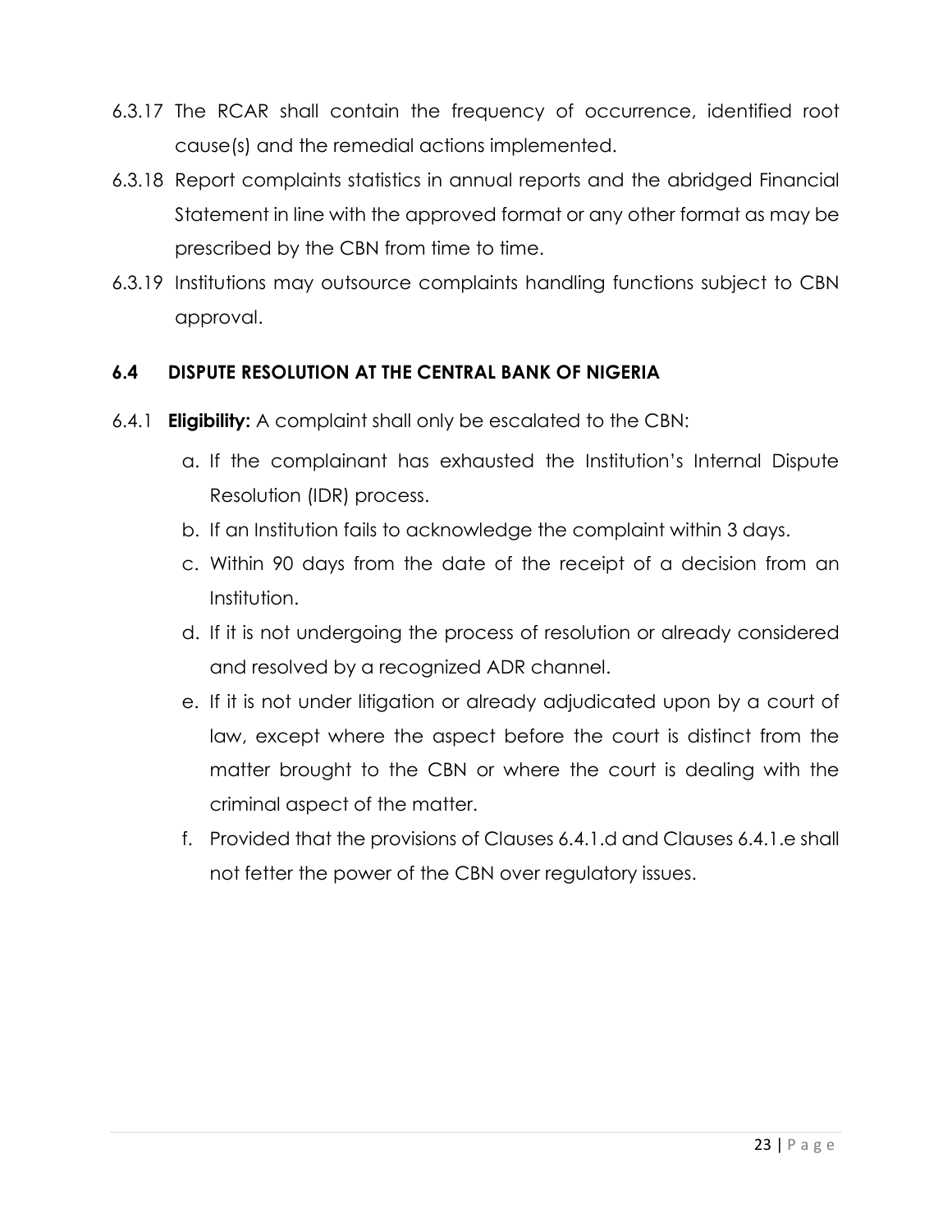6.3.17 The RCAR shall contain the frequency of occurrence, identified root cause(s) and the remedial actions implemented.

6.3.18 Report complaints statistics in annual reports and the abridged Financial Statement in line with the approved format or any other format as may be prescribed by the CBN from time to time.

6.3.19 Institutions may outsource complaints handling functions subject to CBN approval.

### 6.4 DISPUTE RESOLUTION AT THE CENTRAL BANK OF NIGERIA

6.4.1 **Eligibility:** A complaint shall only be escalated to the CBN:

a. If the complainant has exhausted the Institution's Internal Dispute Resolution (IDR) process.

b. If an Institution fails to acknowledge the complaint within 3 days.

c. Within 90 days from the date of the receipt of a decision from an Institution.

d. If it is not undergoing the process of resolution or already considered and resolved by a recognized ADR channel.

e. If it is not under litigation or already adjudicated upon by a court of law, except where the aspect before the court is distinct from the matter brought to the CBN or where the court is dealing with the criminal aspect of the matter.

f. Provided that the provisions of Clauses 6.4.1.d and Clauses 6.4.1.e shall not fetter the power of the CBN over regulatory issues.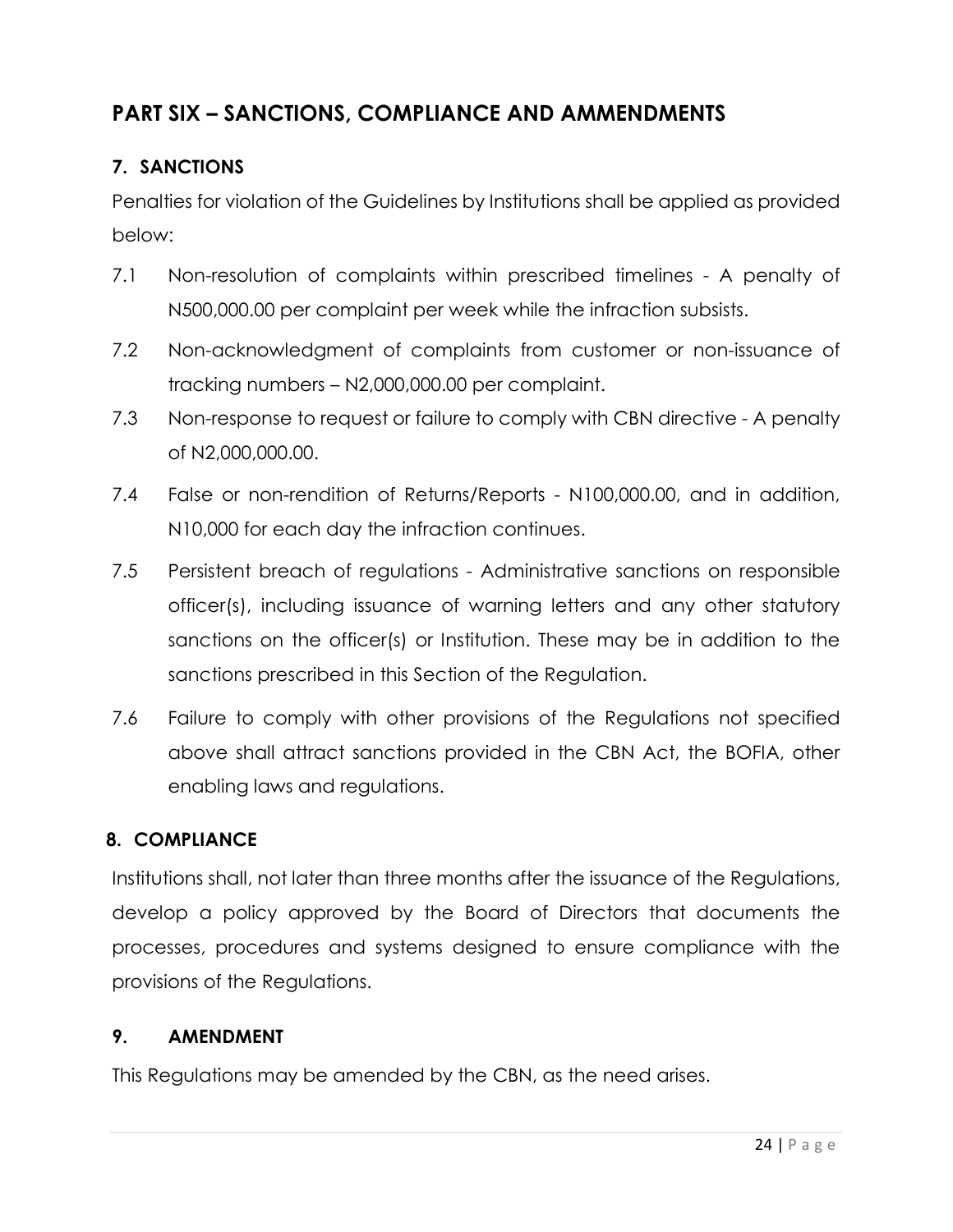## PART SIX – SANCTIONS, COMPLIANCE AND AMMENDMENTS

### 7. SANCTIONS

Penalties for violation of the Guidelines by Institutions shall be applied as provided below:

7.1 Non-resolution of complaints within prescribed timelines - A penalty of N500,000.00 per complaint per week while the infraction subsists.

7.2 Non-acknowledgment of complaints from customer or non-issuance of tracking numbers – N2,000,000.00 per complaint.

7.3 Non-response to request or failure to comply with CBN directive - A penalty of N2,000,000.00.

7.4 False or non-rendition of Returns/Reports - N100,000.00, and in addition, N10,000 for each day the infraction continues.

7.5 Persistent breach of regulations - Administrative sanctions on responsible officer(s), including issuance of warning letters and any other statutory sanctions on the officer(s) or Institution. These may be in addition to the sanctions prescribed in this Section of the Regulation.

7.6 Failure to comply with other provisions of the Regulations not specified above shall attract sanctions provided in the CBN Act, the BOFIA, other enabling laws and regulations.

### 8. COMPLIANCE

Institutions shall, not later than three months after the issuance of the Regulations, develop a policy approved by the Board of Directors that documents the processes, procedures and systems designed to ensure compliance with the provisions of the Regulations.

### 9. AMENDMENT

This Regulations may be amended by the CBN, as the need arises.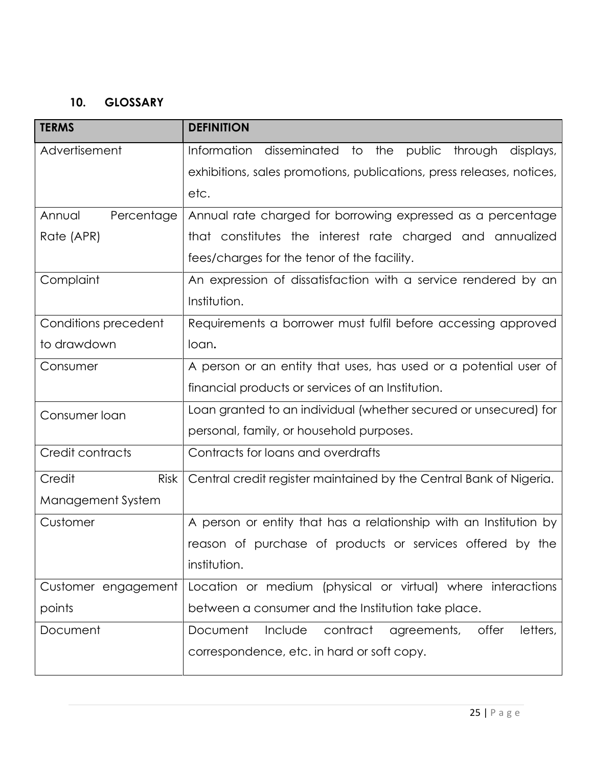## 10. GLOSSARY

| TERMS | DEFINITION |
|---|---|
| Advertisement | Information disseminated to the public through displays, exhibitions, sales promotions, publications, press releases, notices, etc. |
| Annual Percentage Rate (APR) | Annual rate charged for borrowing expressed as a percentage that constitutes the interest rate charged and annualized fees/charges for the tenor of the facility. |
| Complaint | An expression of dissatisfaction with a service rendered by an Institution. |
| Conditions precedent to drawdown | Requirements a borrower must fulfil before accessing approved loan**.** |
| Consumer | A person or an entity that uses, has used or a potential user of financial products or services of an Institution. |
| Consumer loan | Loan granted to an individual (whether secured or unsecured) for personal, family, or household purposes. |
| Credit contracts | Contracts for loans and overdrafts |
| Credit Risk Management System | Central credit register maintained by the Central Bank of Nigeria. |
| Customer | A person or entity that has a relationship with an Institution by reason of purchase of products or services offered by the institution. |
| Customer engagement points | Location or medium (physical or virtual) where interactions between a consumer and the Institution take place. |
| Document | Document Include contract agreements, offer letters, correspondence, etc. in hard or soft copy. |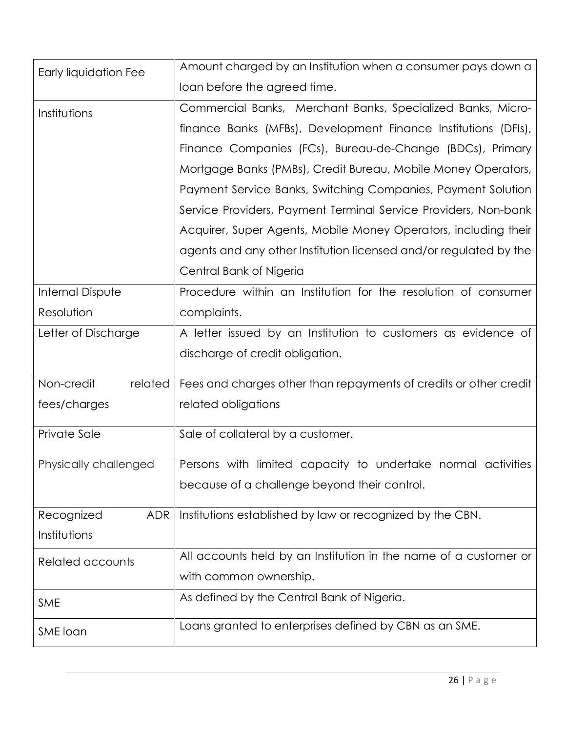| | |
|---|---|
| Early liquidation Fee | Amount charged by an Institution when a consumer pays down a loan before the agreed time. |
| Institutions | Commercial Banks, Merchant Banks, Specialized Banks, Micro-finance Banks (MFBs), Development Finance Institutions (DFIs), Finance Companies (FCs), Bureau-de-Change (BDCs), Primary Mortgage Banks (PMBs), Credit Bureau, Mobile Money Operators, Payment Service Banks, Switching Companies, Payment Solution Service Providers, Payment Terminal Service Providers, Non-bank Acquirer, Super Agents, Mobile Money Operators, including their agents and any other Institution licensed and/or regulated by the Central Bank of Nigeria |
| Internal Dispute Resolution | Procedure within an Institution for the resolution of consumer complaints. |
| Letter of Discharge | A letter issued by an Institution to customers as evidence of discharge of credit obligation. |
| Non-credit related fees/charges | Fees and charges other than repayments of credits or other credit related obligations |
| Private Sale | Sale of collateral by a customer. |
| Physically challenged | Persons with limited capacity to undertake normal activities because of a challenge beyond their control. |
| Recognized ADR Institutions | Institutions established by law or recognized by the CBN. |
| Related accounts | All accounts held by an Institution in the name of a customer or with common ownership. |
| SME | As defined by the Central Bank of Nigeria. |
| SME loan | Loans granted to enterprises defined by CBN as an SME. |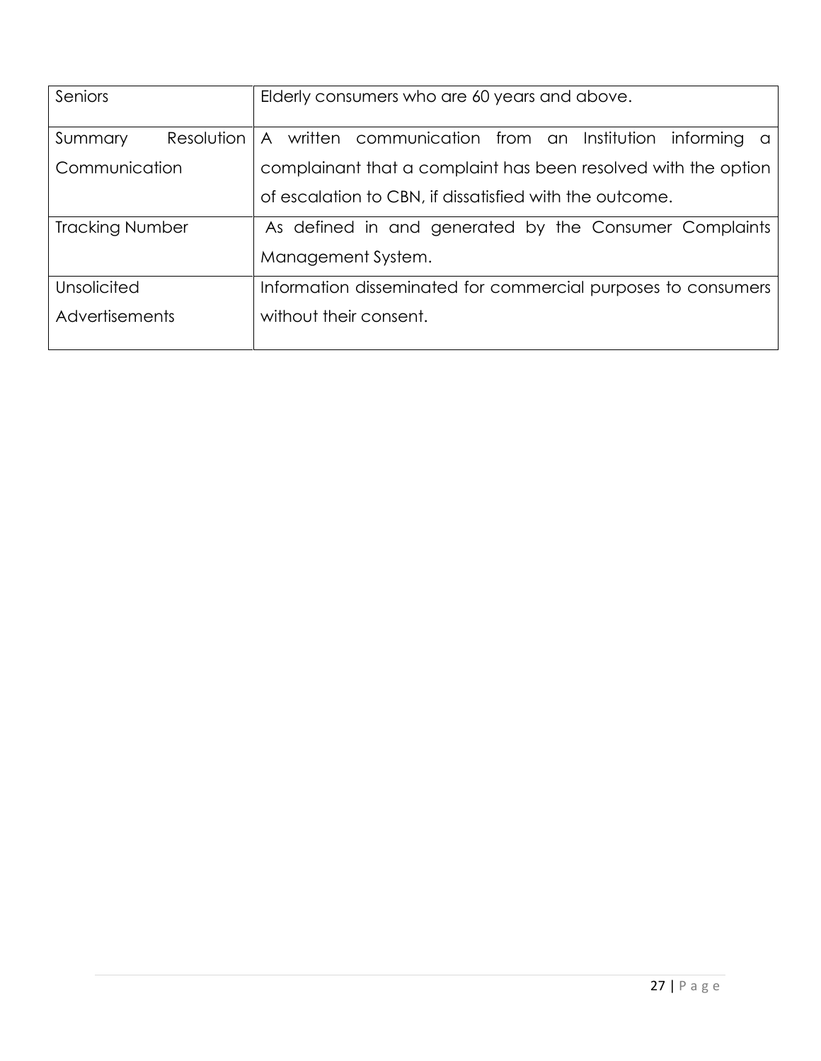| | |
|---|---|
| Seniors | Elderly consumers who are 60 years and above. |
| Summary Resolution Communication | A written communication from an Institution informing a complainant that a complaint has been resolved with the option of escalation to CBN, if dissatisfied with the outcome. |
| Tracking Number | As defined in and generated by the Consumer Complaints Management System. |
| Unsolicited Advertisements | Information disseminated for commercial purposes to consumers without their consent. |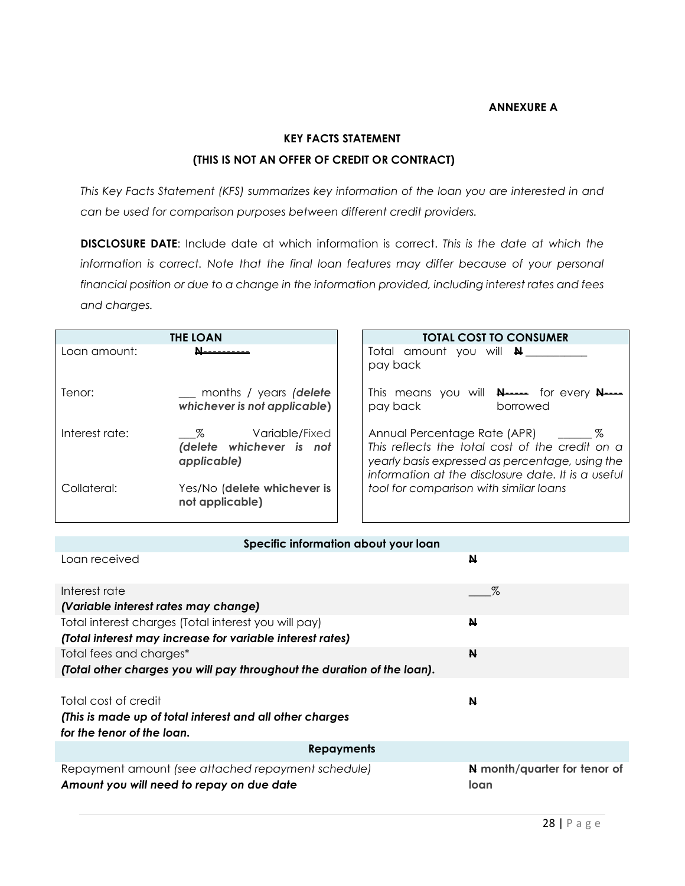**ANNEXURE A**

**KEY FACTS STATEMENT**

**(THIS IS NOT AN OFFER OF CREDIT OR CONTRACT)**

*This Key Facts Statement (KFS) summarizes key information of the loan you are interested in and can be used for comparison purposes between different credit providers.*

**DISCLOSURE DATE**: Include date at which information is correct. *This is the date at which the information is correct. Note that the final loan features may differ because of your personal financial position or due to a change in the information provided, including interest rates and fees and charges.*

| THE LOAN | |
|---|---|
| Loan amount: | ₦---------- |
| Tenor: | ___ months / years ***(delete whichever is not applicable)*** |
| Interest rate: | ___% Variable/Fixed ***(delete whichever is not applicable)*** |
| Collateral: | Yes/No (**delete whichever is not applicable)** |

| TOTAL COST TO CONSUMER | |
|---|---|
| Total amount you will pay back | ₦ __________ |
| This means you will pay back | ₦----- for every ₦---- borrowed |
| Annual Percentage Rate (APR) *This reflects the total cost of the credit on a yearly basis expressed as percentage, using the information at the disclosure date. It is a useful tool for comparison with similar loans* | ______ % |

| Specific information about your loan | |
|---|---|
| Loan received | ₦ |
| Interest rate ***(Variable interest rates may change)*** | ____% |
| Total interest charges (Total interest you will pay) ***(Total interest may increase for variable interest rates)*** | ₦ |
| Total fees and charges* ***(Total other charges you will pay throughout the duration of the loan).*** | ₦ |
| Total cost of credit ***(This is made up of total interest and all other charges for the tenor of the loan.*** | ₦ |
| **Repayments** | |
| Repayment amount *(see attached repayment schedule)* ***Amount you will need to repay on due date*** | **₦ month/quarter for tenor of loan** |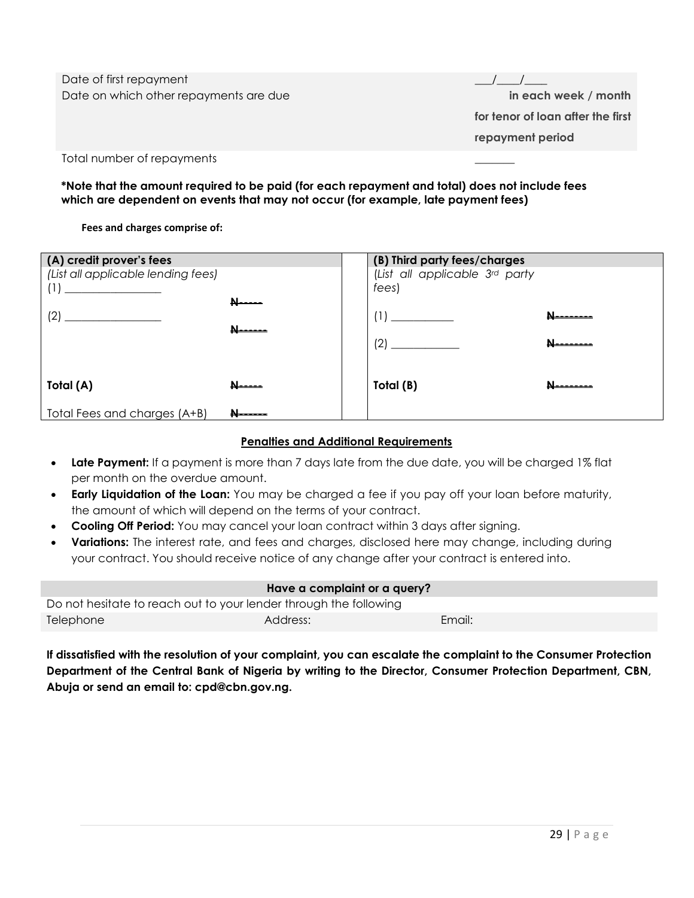| | |
|---|---|
| Date of first repayment | ___/____/____ |
| Date on which other repayments are due | **in each week / month for tenor of loan after the first repayment period** |
| Total number of repayments | _______ |

**\*Note that the amount required to be paid (for each repayment and total) does not include fees which are dependent on events that may not occur (for example, late payment fees)**

**Fees and charges comprise of:**

| **(A) credit prover's fees** | | | **(B) Third party fees/charges** | |
|---|---|---|---|---|
| *(List all applicable lending fees)* | | | *(List all applicable 3rd party fees)* | |
| (1) _________________ | N----- | | (1) ___________ | N--------- |
| (2) _________________ | N------ | | (2) ____________ | N--------- |
| **Total (A)** | N----- | | **Total (B)** | N--------- |
| Total Fees and charges (A+B) | N------- | | | |

**Penalties and Additional Requirements**

- **Late Payment:** If a payment is more than 7 days late from the due date, you will be charged 1% flat per month on the overdue amount.
- **Early Liquidation of the Loan:** You may be charged a fee if you pay off your loan before maturity, the amount of which will depend on the terms of your contract.
- **Cooling Off Period:** You may cancel your loan contract within 3 days after signing.
- **Variations:** The interest rate, and fees and charges, disclosed here may change, including during your contract. You should receive notice of any change after your contract is entered into.

| **Have a complaint or a query?** | | |
|---|---|---|
| Do not hesitate to reach out to your lender through the following | | |
| Telephone | Address: | Email: |

**If dissatisfied with the resolution of your complaint, you can escalate the complaint to the Consumer Protection Department of the Central Bank of Nigeria by writing to the Director, Consumer Protection Department, CBN, Abuja or send an email to: cpd@cbn.gov.ng.**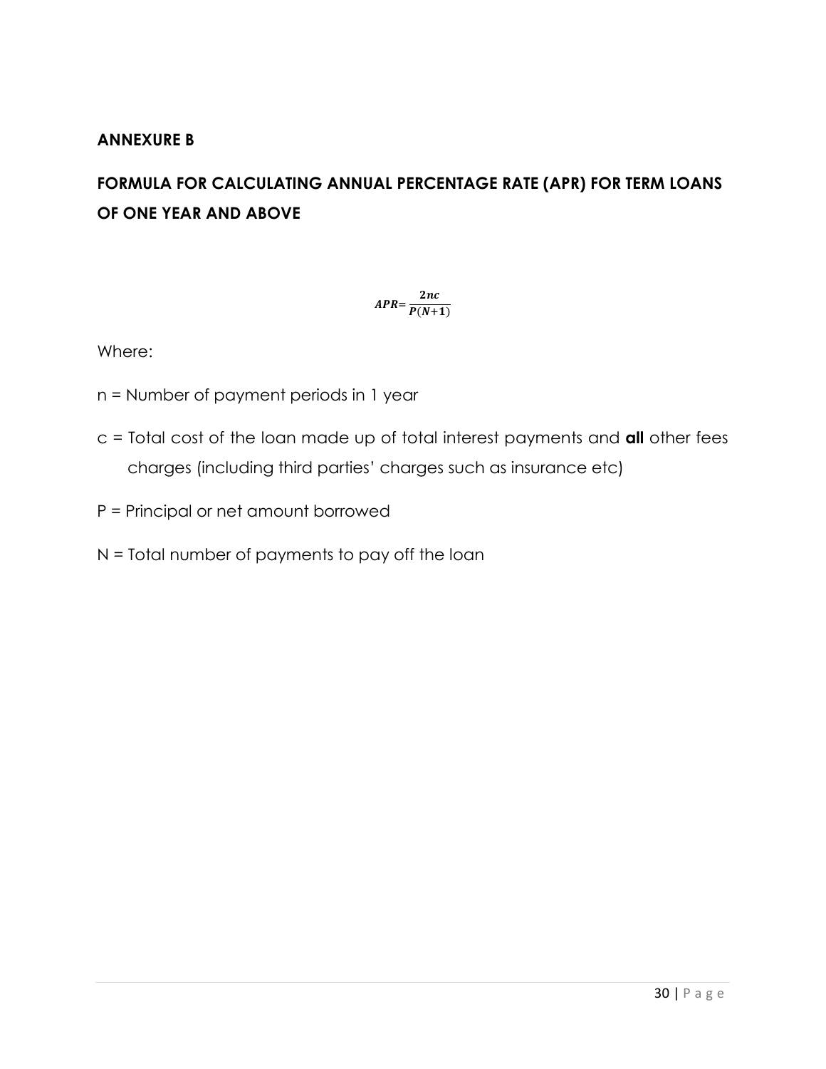## ANNEXURE B

## FORMULA FOR CALCULATING ANNUAL PERCENTAGE RATE (APR) FOR TERM LOANS OF ONE YEAR AND ABOVE

$$APR = \frac{2nc}{P(N+1)}$$

Where:

n = Number of payment periods in 1 year

c = Total cost of the loan made up of total interest payments and **all** other fees charges (including third parties' charges such as insurance etc)

P = Principal or net amount borrowed

N = Total number of payments to pay off the loan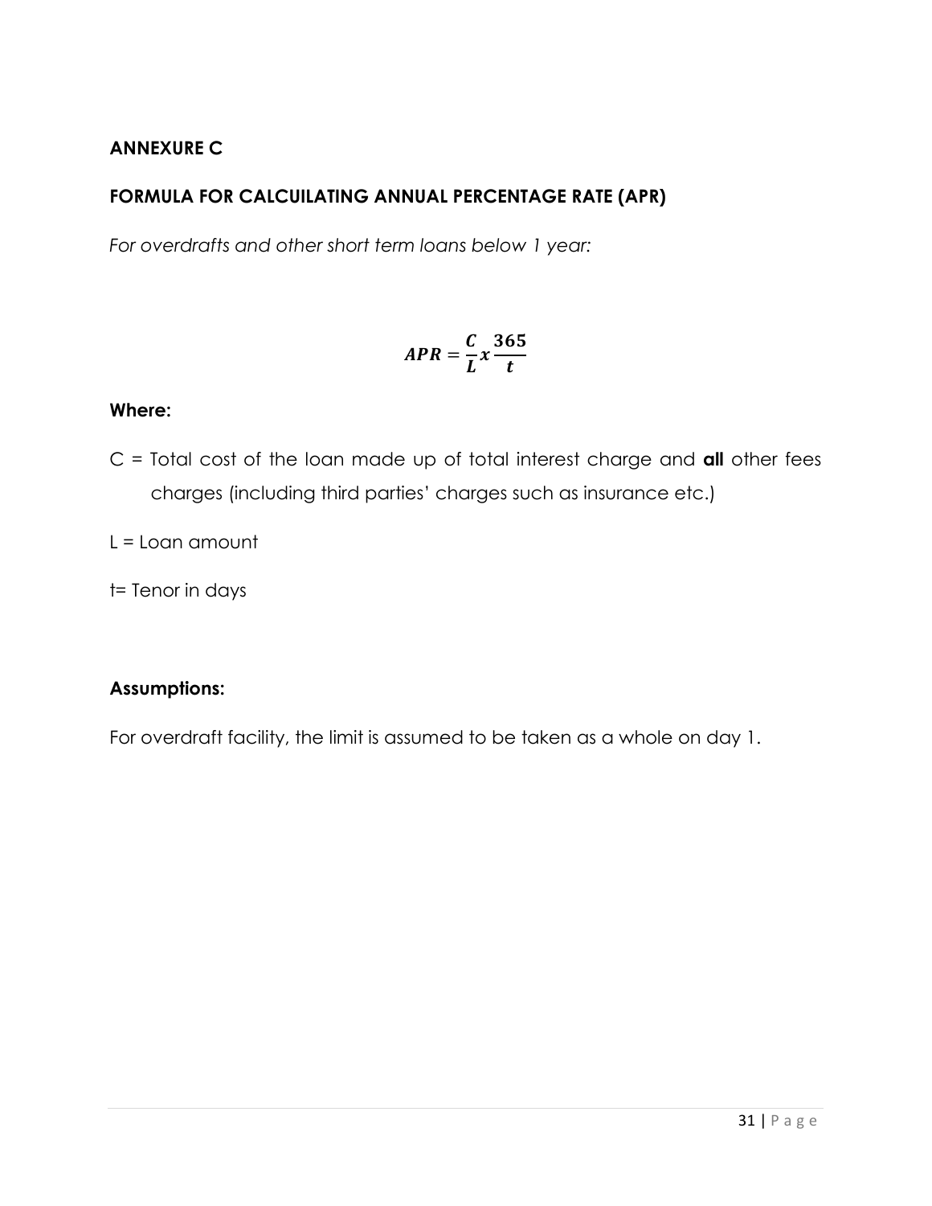## ANNEXURE C

## FORMULA FOR CALCUILATING ANNUAL PERCENTAGE RATE (APR)

*For overdrafts and other short term loans below 1 year:*

$$APR = \frac{C}{L} x \frac{365}{t}$$

**Where:**

C = Total cost of the loan made up of total interest charge and **all** other fees charges (including third parties' charges such as insurance etc.)

L = Loan amount

t= Tenor in days

**Assumptions:**

For overdraft facility, the limit is assumed to be taken as a whole on day 1.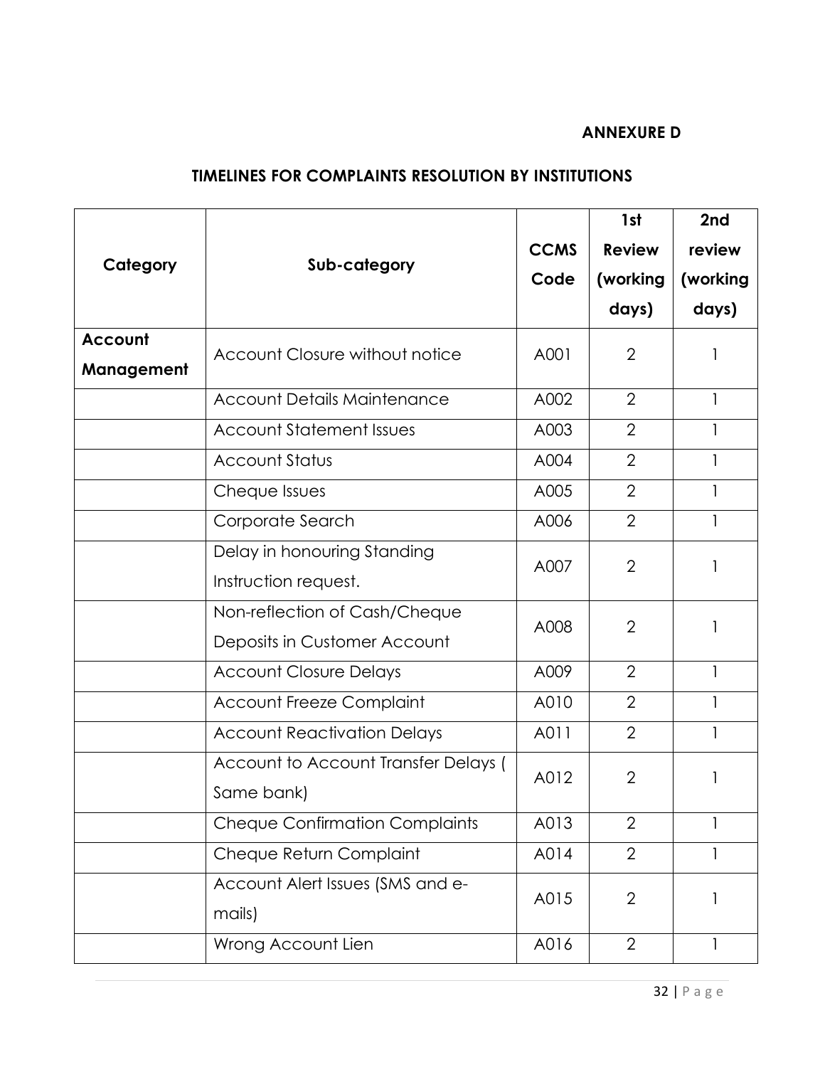**ANNEXURE D**

## TIMELINES FOR COMPLAINTS RESOLUTION BY INSTITUTIONS

| Category | Sub-category | CCMS Code | 1st Review (working days) | 2nd review (working days) |
|---|---|---|---|---|
| **Account Management** | Account Closure without notice | A001 | 2 | 1 |
| | Account Details Maintenance | A002 | 2 | 1 |
| | Account Statement Issues | A003 | 2 | 1 |
| | Account Status | A004 | 2 | 1 |
| | Cheque Issues | A005 | 2 | 1 |
| | Corporate Search | A006 | 2 | 1 |
| | Delay in honouring Standing Instruction request. | A007 | 2 | 1 |
| | Non-reflection of Cash/Cheque Deposits in Customer Account | A008 | 2 | 1 |
| | Account Closure Delays | A009 | 2 | 1 |
| | Account Freeze Complaint | A010 | 2 | 1 |
| | Account Reactivation Delays | A011 | 2 | 1 |
| | Account to Account Transfer Delays ( Same bank) | A012 | 2 | 1 |
| | Cheque Confirmation Complaints | A013 | 2 | 1 |
| | Cheque Return Complaint | A014 | 2 | 1 |
| | Account Alert Issues (SMS and e-mails) | A015 | 2 | 1 |
| | Wrong Account Lien | A016 | 2 | 1 |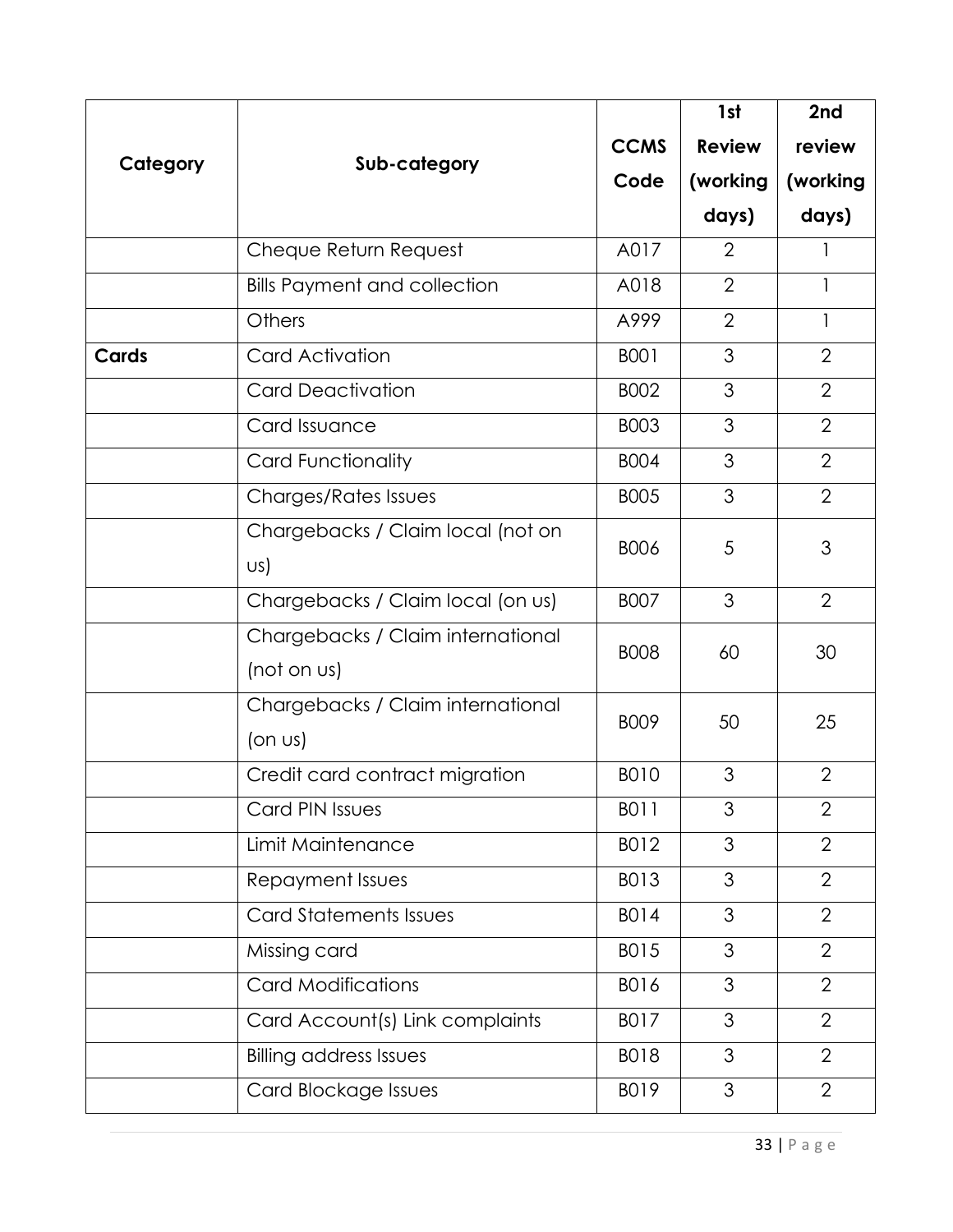| Category | Sub-category | CCMS Code | 1st Review (working days) | 2nd review (working days) |
|---|---|---|---|---|
| | Cheque Return Request | A017 | 2 | 1 |
| | Bills Payment and collection | A018 | 2 | 1 |
| | Others | A999 | 2 | 1 |
| **Cards** | Card Activation | B001 | 3 | 2 |
| | Card Deactivation | B002 | 3 | 2 |
| | Card Issuance | B003 | 3 | 2 |
| | Card Functionality | B004 | 3 | 2 |
| | Charges/Rates Issues | B005 | 3 | 2 |
| | Chargebacks / Claim local (not on us) | B006 | 5 | 3 |
| | Chargebacks / Claim local (on us) | B007 | 3 | 2 |
| | Chargebacks / Claim international (not on us) | B008 | 60 | 30 |
| | Chargebacks / Claim international (on us) | B009 | 50 | 25 |
| | Credit card contract migration | B010 | 3 | 2 |
| | Card PIN Issues | B011 | 3 | 2 |
| | Limit Maintenance | B012 | 3 | 2 |
| | Repayment Issues | B013 | 3 | 2 |
| | Card Statements Issues | B014 | 3 | 2 |
| | Missing card | B015 | 3 | 2 |
| | Card Modifications | B016 | 3 | 2 |
| | Card Account(s) Link complaints | B017 | 3 | 2 |
| | Billing address Issues | B018 | 3 | 2 |
| | Card Blockage Issues | B019 | 3 | 2 |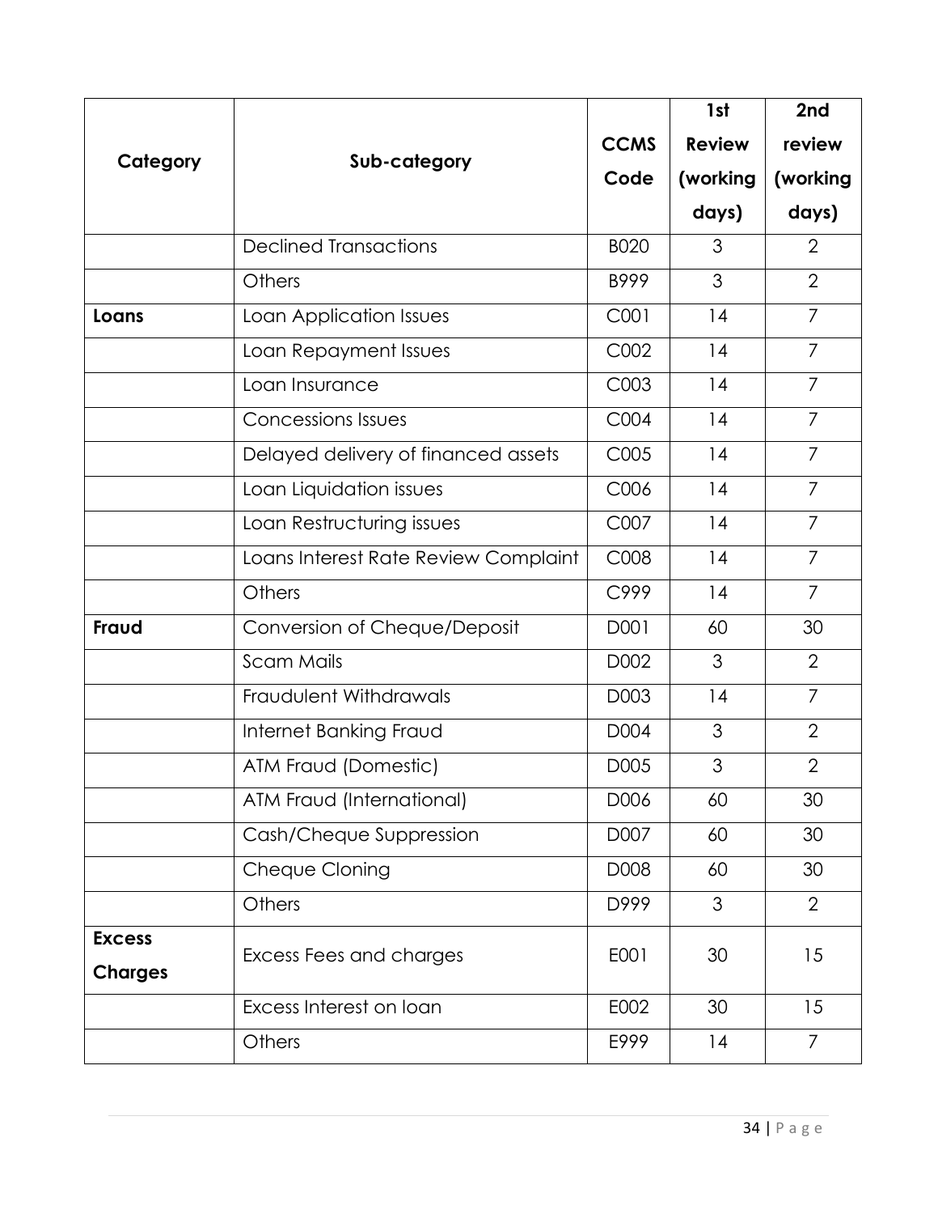| Category | Sub-category | CCMS Code | 1st Review (working days) | 2nd review (working days) |
|---|---|---|---|---|
| | Declined Transactions | B020 | 3 | 2 |
| | Others | B999 | 3 | 2 |
| **Loans** | Loan Application Issues | C001 | 14 | 7 |
| | Loan Repayment Issues | C002 | 14 | 7 |
| | Loan Insurance | C003 | 14 | 7 |
| | Concessions Issues | C004 | 14 | 7 |
| | Delayed delivery of financed assets | C005 | 14 | 7 |
| | Loan Liquidation issues | C006 | 14 | 7 |
| | Loan Restructuring issues | C007 | 14 | 7 |
| | Loans Interest Rate Review Complaint | C008 | 14 | 7 |
| | Others | C999 | 14 | 7 |
| **Fraud** | Conversion of Cheque/Deposit | D001 | 60 | 30 |
| | Scam Mails | D002 | 3 | 2 |
| | Fraudulent Withdrawals | D003 | 14 | 7 |
| | Internet Banking Fraud | D004 | 3 | 2 |
| | ATM Fraud (Domestic) | D005 | 3 | 2 |
| | ATM Fraud (International) | D006 | 60 | 30 |
| | Cash/Cheque Suppression | D007 | 60 | 30 |
| | Cheque Cloning | D008 | 60 | 30 |
| | Others | D999 | 3 | 2 |
| **Excess Charges** | Excess Fees and charges | E001 | 30 | 15 |
| | Excess Interest on loan | E002 | 30 | 15 |
| | Others | E999 | 14 | 7 |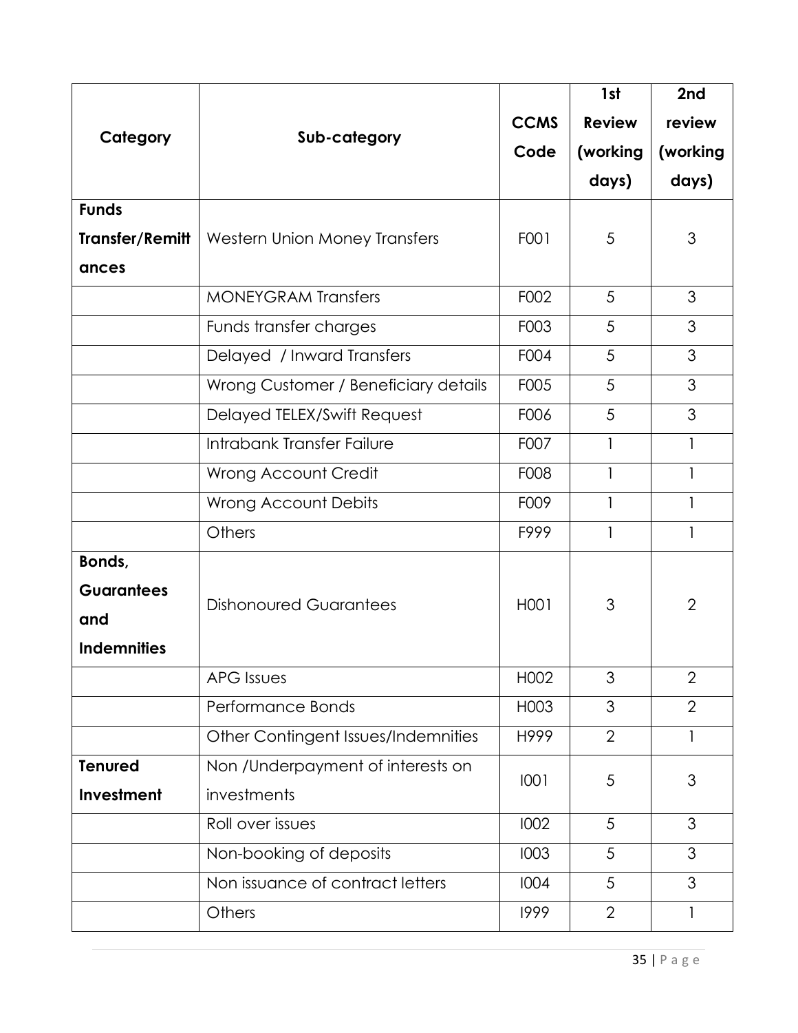| Category | Sub-category | CCMS Code | 1st Review (working days) | 2nd review (working days) |
|---|---|---|---|---|
| **Funds Transfer/Remittances** | Western Union Money Transfers | F001 | 5 | 3 |
| | MONEYGRAM Transfers | F002 | 5 | 3 |
| | Funds transfer charges | F003 | 5 | 3 |
| | Delayed / Inward Transfers | F004 | 5 | 3 |
| | Wrong Customer / Beneficiary details | F005 | 5 | 3 |
| | Delayed TELEX/Swift Request | F006 | 5 | 3 |
| | Intrabank Transfer Failure | F007 | 1 | 1 |
| | Wrong Account Credit | F008 | 1 | 1 |
| | Wrong Account Debits | F009 | 1 | 1 |
| | Others | F999 | 1 | 1 |
| **Bonds, Guarantees and Indemnities** | Dishonoured Guarantees | H001 | 3 | 2 |
| | APG Issues | H002 | 3 | 2 |
| | Performance Bonds | H003 | 3 | 2 |
| | Other Contingent Issues/Indemnities | H999 | 2 | 1 |
| **Tenured Investment** | Non /Underpayment of interests on investments | I001 | 5 | 3 |
| | Roll over issues | I002 | 5 | 3 |
| | Non-booking of deposits | I003 | 5 | 3 |
| | Non issuance of contract letters | I004 | 5 | 3 |
| | Others | I999 | 2 | 1 |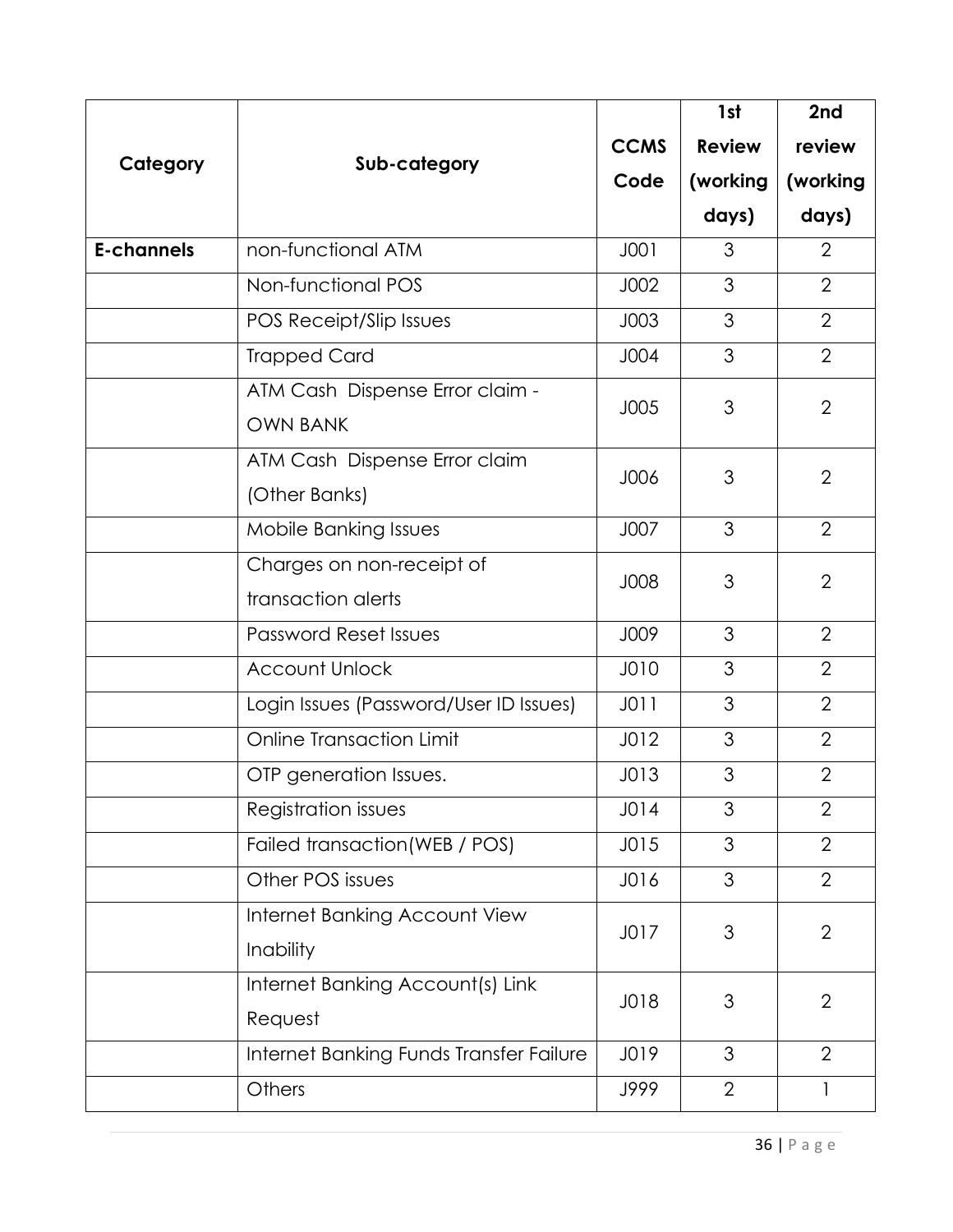| Category | Sub-category | CCMS Code | 1st Review (working days) | 2nd review (working days) |
| --- | --- | --- | --- | --- |
| **E-channels** | non-functional ATM | J001 | 3 | 2 |
| | Non-functional POS | J002 | 3 | 2 |
| | POS Receipt/Slip Issues | J003 | 3 | 2 |
| | Trapped Card | J004 | 3 | 2 |
| | ATM Cash Dispense Error claim - OWN BANK | J005 | 3 | 2 |
| | ATM Cash Dispense Error claim (Other Banks) | J006 | 3 | 2 |
| | Mobile Banking Issues | J007 | 3 | 2 |
| | Charges on non-receipt of transaction alerts | J008 | 3 | 2 |
| | Password Reset Issues | J009 | 3 | 2 |
| | Account Unlock | J010 | 3 | 2 |
| | Login Issues (Password/User ID Issues) | J011 | 3 | 2 |
| | Online Transaction Limit | J012 | 3 | 2 |
| | OTP generation Issues. | J013 | 3 | 2 |
| | Registration issues | J014 | 3 | 2 |
| | Failed transaction(WEB / POS) | J015 | 3 | 2 |
| | Other POS issues | J016 | 3 | 2 |
| | Internet Banking Account View Inability | J017 | 3 | 2 |
| | Internet Banking Account(s) Link Request | J018 | 3 | 2 |
| | Internet Banking Funds Transfer Failure | J019 | 3 | 2 |
| | Others | J999 | 2 | 1 |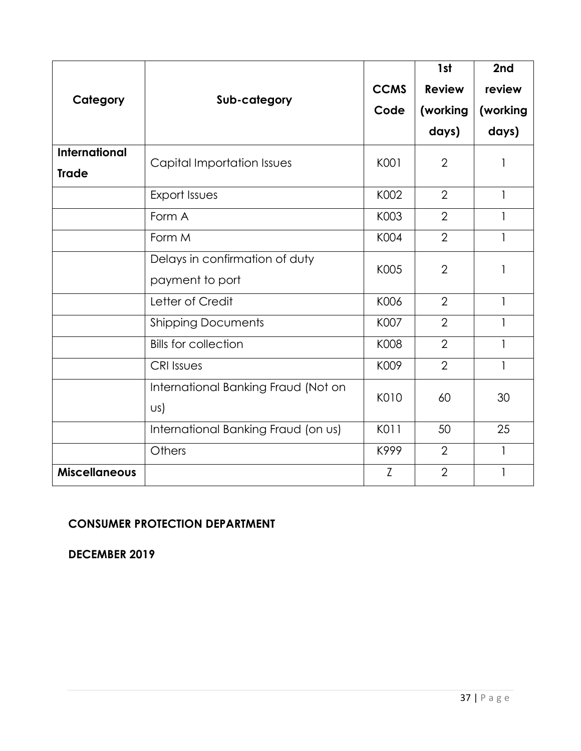| Category | Sub-category | CCMS Code | 1st Review (working days) | 2nd review (working days) |
|---|---|---|---|---|
| **International Trade** | Capital Importation Issues | K001 | 2 | 1 |
| | Export Issues | K002 | 2 | 1 |
| | Form A | K003 | 2 | 1 |
| | Form M | K004 | 2 | 1 |
| | Delays in confirmation of duty payment to port | K005 | 2 | 1 |
| | Letter of Credit | K006 | 2 | 1 |
| | Shipping Documents | K007 | 2 | 1 |
| | Bills for collection | K008 | 2 | 1 |
| | CRI Issues | K009 | 2 | 1 |
| | International Banking Fraud (Not on us) | K010 | 60 | 30 |
| | International Banking Fraud (on us) | K011 | 50 | 25 |
| | Others | K999 | 2 | 1 |
| **Miscellaneous** | | Z | 2 | 1 |

**CONSUMER PROTECTION DEPARTMENT**

**DECEMBER 2019**